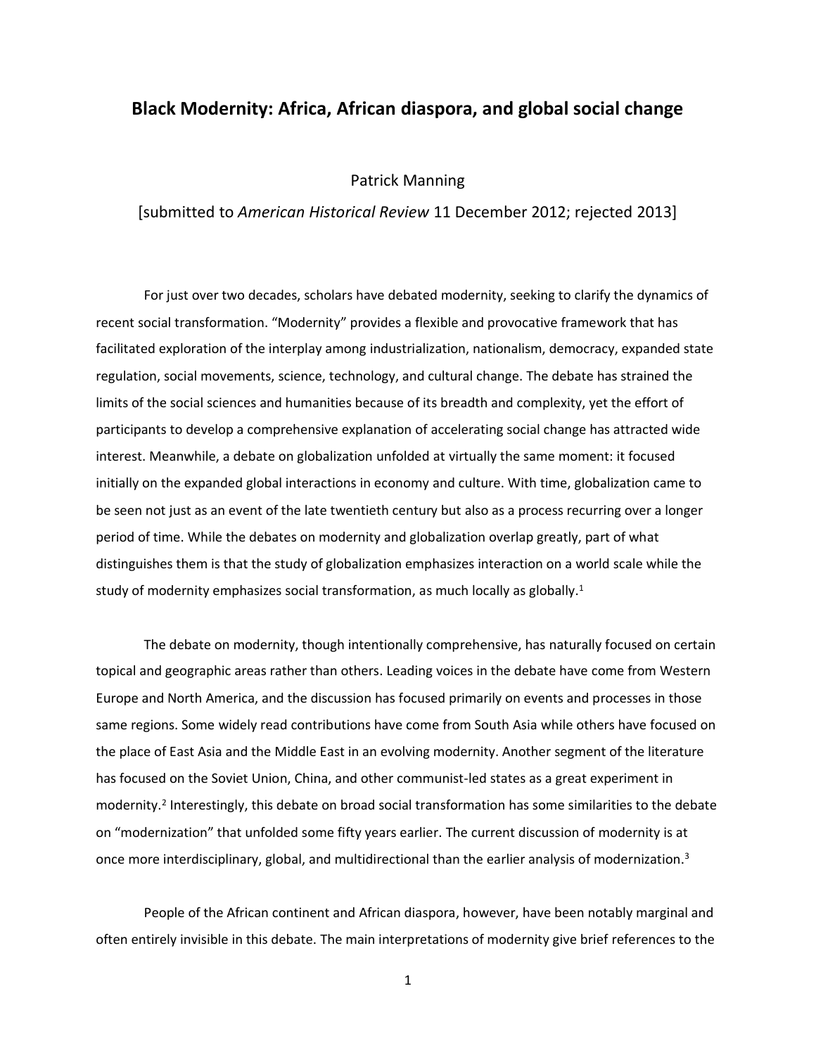# Black Modernity: Africa, African diaspora, and global social change

Patrick Manning

[submitted to *American Historical Review* 11 December 2012; rejected 2013]

For just over two decades, scholars have debated modernity, seeking to clarify the dynamics of recent social transformation. "Modernity" provides a flexible and provocative framework that has facilitated exploration of the interplay among industrialization, nationalism, democracy, expanded state regulation, social movements, science, technology, and cultural change. The debate has strained the limits of the social sciences and humanities because of its breadth and complexity, yet the effort of participants to develop a comprehensive explanation of accelerating social change has attracted wide interest. Meanwhile, a debate on globalization unfolded at virtually the same moment: it focused initially on the expanded global interactions in economy and culture. With time, globalization came to be seen not just as an event of the late twentieth century but also as a process recurring over a longer period of time. While the debates on modernity and globalization overlap greatly, part of what distinguishes them is that the study of globalization emphasizes interaction on a world scale while the study of modernity emphasizes social transformation, as much locally as globally.[1]

The debate on modernity, though intentionally comprehensive, has naturally focused on certain topical and geographic areas rather than others. Leading voices in the debate have come from Western Europe and North America, and the discussion has focused primarily on events and processes in those same regions. Some widely read contributions have come from South Asia while others have focused on the place of East Asia and the Middle East in an evolving modernity. Another segment of the literature has focused on the Soviet Union, China, and other communist-led states as a great experiment in modernity.[2] Interestingly, this debate on broad social transformation has some similarities to the debate on "modernization" that unfolded some fifty years earlier. The current discussion of modernity is at once more interdisciplinary, global, and multidirectional than the earlier analysis of modernization.[3]

People of the African continent and African diaspora, however, have been notably marginal and often entirely invisible in this debate. The main interpretations of modernity give brief references to the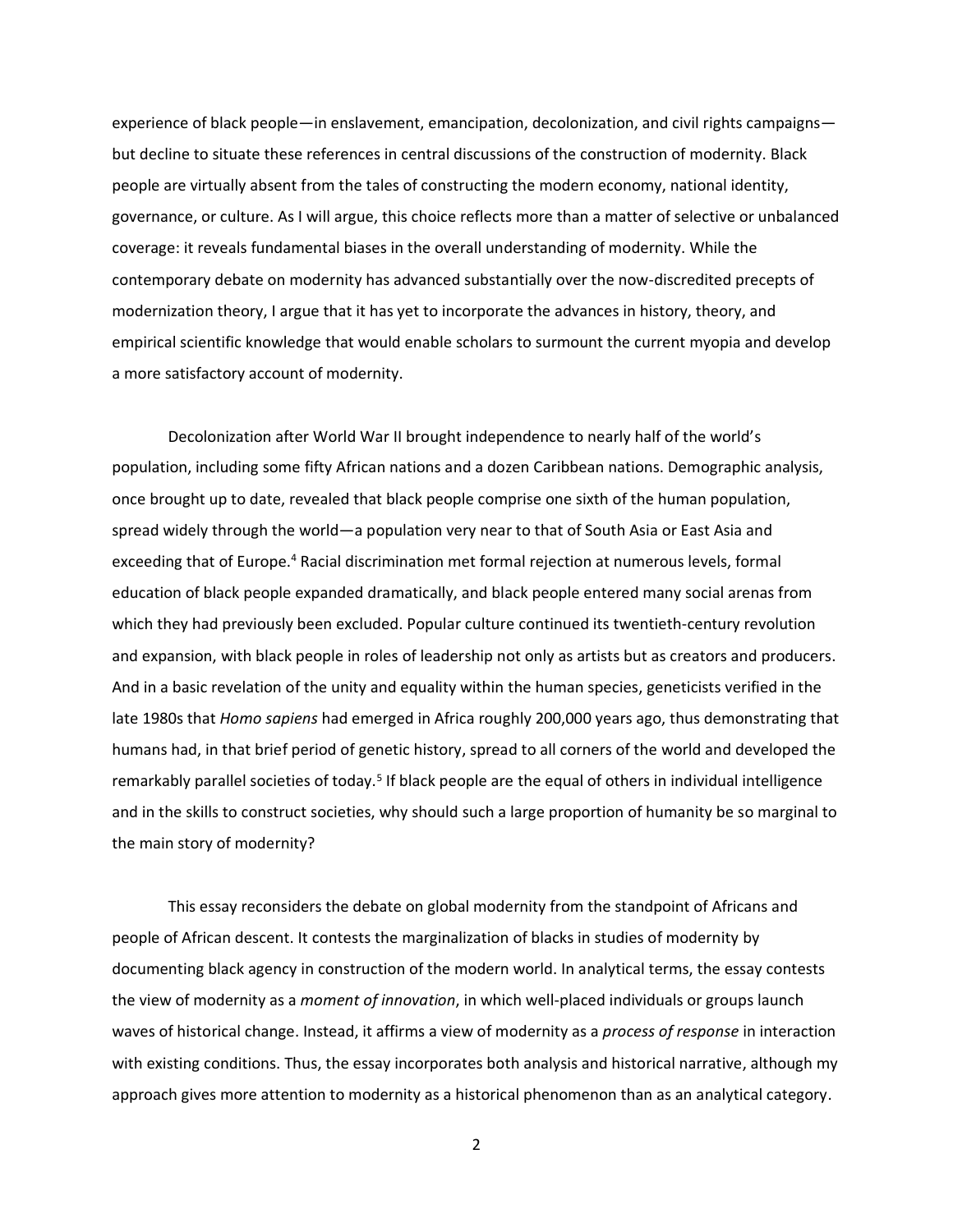experience of black people—in enslavement, emancipation, decolonization, and civil rights campaigns—but decline to situate these references in central discussions of the construction of modernity. Black people are virtually absent from the tales of constructing the modern economy, national identity, governance, or culture. As I will argue, this choice reflects more than a matter of selective or unbalanced coverage: it reveals fundamental biases in the overall understanding of modernity. While the contemporary debate on modernity has advanced substantially over the now-discredited precepts of modernization theory, I argue that it has yet to incorporate the advances in history, theory, and empirical scientific knowledge that would enable scholars to surmount the current myopia and develop a more satisfactory account of modernity.

Decolonization after World War II brought independence to nearly half of the world's population, including some fifty African nations and a dozen Caribbean nations. Demographic analysis, once brought up to date, revealed that black people comprise one sixth of the human population, spread widely through the world—a population very near to that of South Asia or East Asia and exceeding that of Europe.[4] Racial discrimination met formal rejection at numerous levels, formal education of black people expanded dramatically, and black people entered many social arenas from which they had previously been excluded. Popular culture continued its twentieth-century revolution and expansion, with black people in roles of leadership not only as artists but as creators and producers. And in a basic revelation of the unity and equality within the human species, geneticists verified in the late 1980s that *Homo sapiens* had emerged in Africa roughly 200,000 years ago, thus demonstrating that humans had, in that brief period of genetic history, spread to all corners of the world and developed the remarkably parallel societies of today.[5] If black people are the equal of others in individual intelligence and in the skills to construct societies, why should such a large proportion of humanity be so marginal to the main story of modernity?

This essay reconsiders the debate on global modernity from the standpoint of Africans and people of African descent. It contests the marginalization of blacks in studies of modernity by documenting black agency in construction of the modern world. In analytical terms, the essay contests the view of modernity as a *moment of innovation*, in which well-placed individuals or groups launch waves of historical change. Instead, it affirms a view of modernity as a *process of response* in interaction with existing conditions. Thus, the essay incorporates both analysis and historical narrative, although my approach gives more attention to modernity as a historical phenomenon than as an analytical category.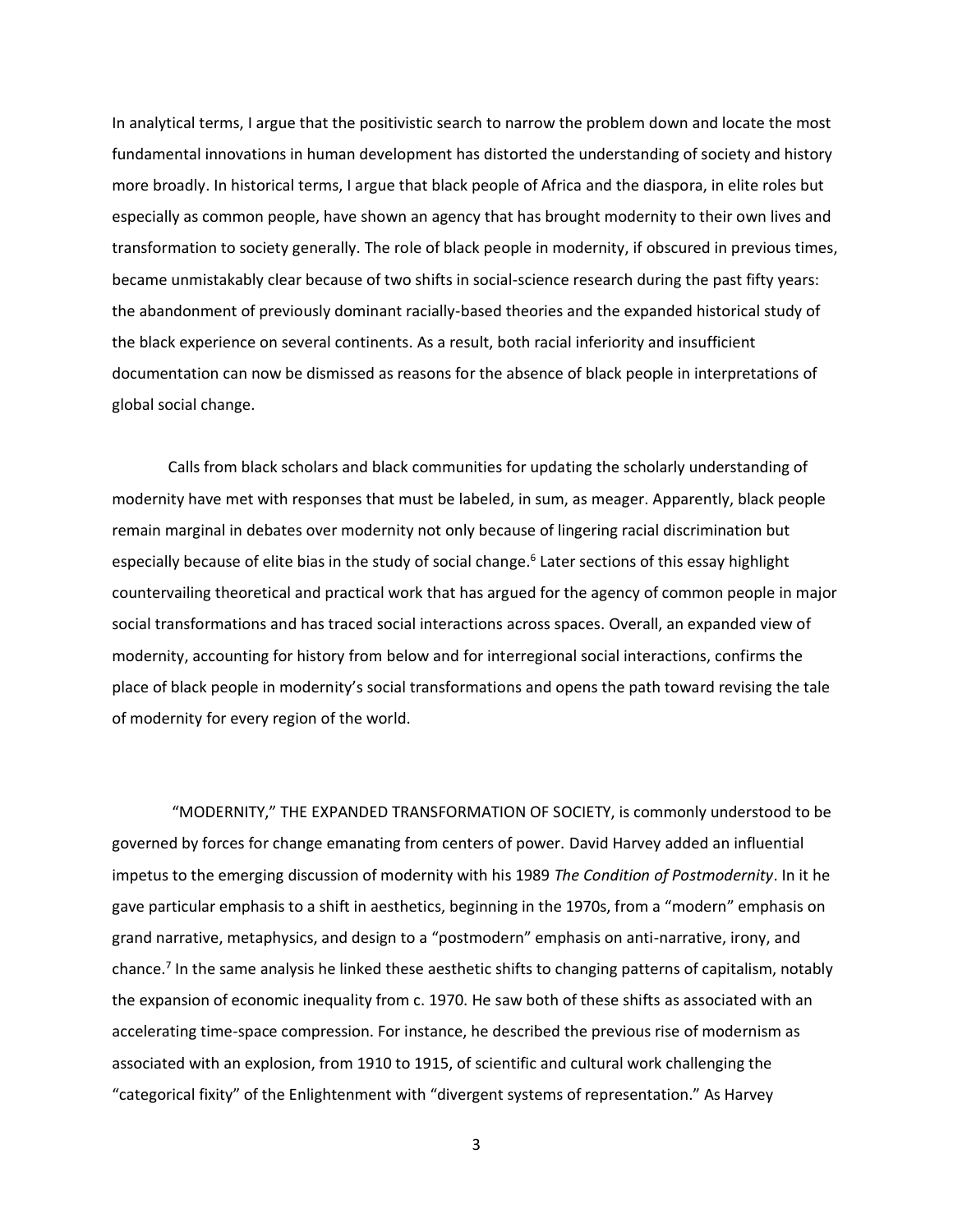In analytical terms, I argue that the positivistic search to narrow the problem down and locate the most fundamental innovations in human development has distorted the understanding of society and history more broadly. In historical terms, I argue that black people of Africa and the diaspora, in elite roles but especially as common people, have shown an agency that has brought modernity to their own lives and transformation to society generally. The role of black people in modernity, if obscured in previous times, became unmistakably clear because of two shifts in social-science research during the past fifty years: the abandonment of previously dominant racially-based theories and the expanded historical study of the black experience on several continents. As a result, both racial inferiority and insufficient documentation can now be dismissed as reasons for the absence of black people in interpretations of global social change.

Calls from black scholars and black communities for updating the scholarly understanding of modernity have met with responses that must be labeled, in sum, as meager. Apparently, black people remain marginal in debates over modernity not only because of lingering racial discrimination but especially because of elite bias in the study of social change.[6] Later sections of this essay highlight countervailing theoretical and practical work that has argued for the agency of common people in major social transformations and has traced social interactions across spaces. Overall, an expanded view of modernity, accounting for history from below and for interregional social interactions, confirms the place of black people in modernity's social transformations and opens the path toward revising the tale of modernity for every region of the world.

"MODERNITY," THE EXPANDED TRANSFORMATION OF SOCIETY, is commonly understood to be governed by forces for change emanating from centers of power. David Harvey added an influential impetus to the emerging discussion of modernity with his 1989 *The Condition of Postmodernity*. In it he gave particular emphasis to a shift in aesthetics, beginning in the 1970s, from a "modern" emphasis on grand narrative, metaphysics, and design to a "postmodern" emphasis on anti-narrative, irony, and chance.[7] In the same analysis he linked these aesthetic shifts to changing patterns of capitalism, notably the expansion of economic inequality from c. 1970. He saw both of these shifts as associated with an accelerating time-space compression. For instance, he described the previous rise of modernism as associated with an explosion, from 1910 to 1915, of scientific and cultural work challenging the "categorical fixity" of the Enlightenment with "divergent systems of representation." As Harvey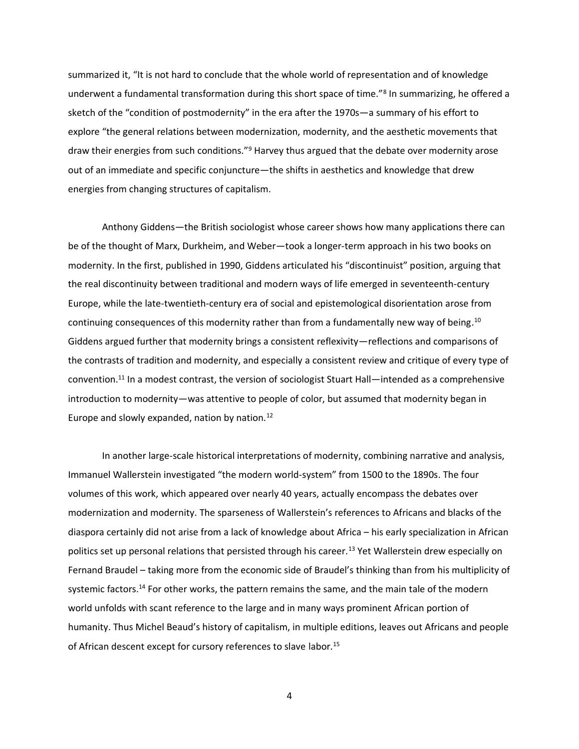summarized it, "It is not hard to conclude that the whole world of representation and of knowledge underwent a fundamental transformation during this short space of time."[8] In summarizing, he offered a sketch of the "condition of postmodernity" in the era after the 1970s—a summary of his effort to explore "the general relations between modernization, modernity, and the aesthetic movements that draw their energies from such conditions."[9] Harvey thus argued that the debate over modernity arose out of an immediate and specific conjuncture—the shifts in aesthetics and knowledge that drew energies from changing structures of capitalism.

Anthony Giddens—the British sociologist whose career shows how many applications there can be of the thought of Marx, Durkheim, and Weber—took a longer-term approach in his two books on modernity. In the first, published in 1990, Giddens articulated his "discontinuist" position, arguing that the real discontinuity between traditional and modern ways of life emerged in seventeenth-century Europe, while the late-twentieth-century era of social and epistemological disorientation arose from continuing consequences of this modernity rather than from a fundamentally new way of being.[10] Giddens argued further that modernity brings a consistent reflexivity—reflections and comparisons of the contrasts of tradition and modernity, and especially a consistent review and critique of every type of convention.[11] In a modest contrast, the version of sociologist Stuart Hall—intended as a comprehensive introduction to modernity—was attentive to people of color, but assumed that modernity began in Europe and slowly expanded, nation by nation.[12]

In another large-scale historical interpretations of modernity, combining narrative and analysis, Immanuel Wallerstein investigated "the modern world-system" from 1500 to the 1890s. The four volumes of this work, which appeared over nearly 40 years, actually encompass the debates over modernization and modernity. The sparseness of Wallerstein's references to Africans and blacks of the diaspora certainly did not arise from a lack of knowledge about Africa – his early specialization in African politics set up personal relations that persisted through his career.[13] Yet Wallerstein drew especially on Fernand Braudel – taking more from the economic side of Braudel's thinking than from his multiplicity of systemic factors.[14] For other works, the pattern remains the same, and the main tale of the modern world unfolds with scant reference to the large and in many ways prominent African portion of humanity. Thus Michel Beaud's history of capitalism, in multiple editions, leaves out Africans and people of African descent except for cursory references to slave labor.[15]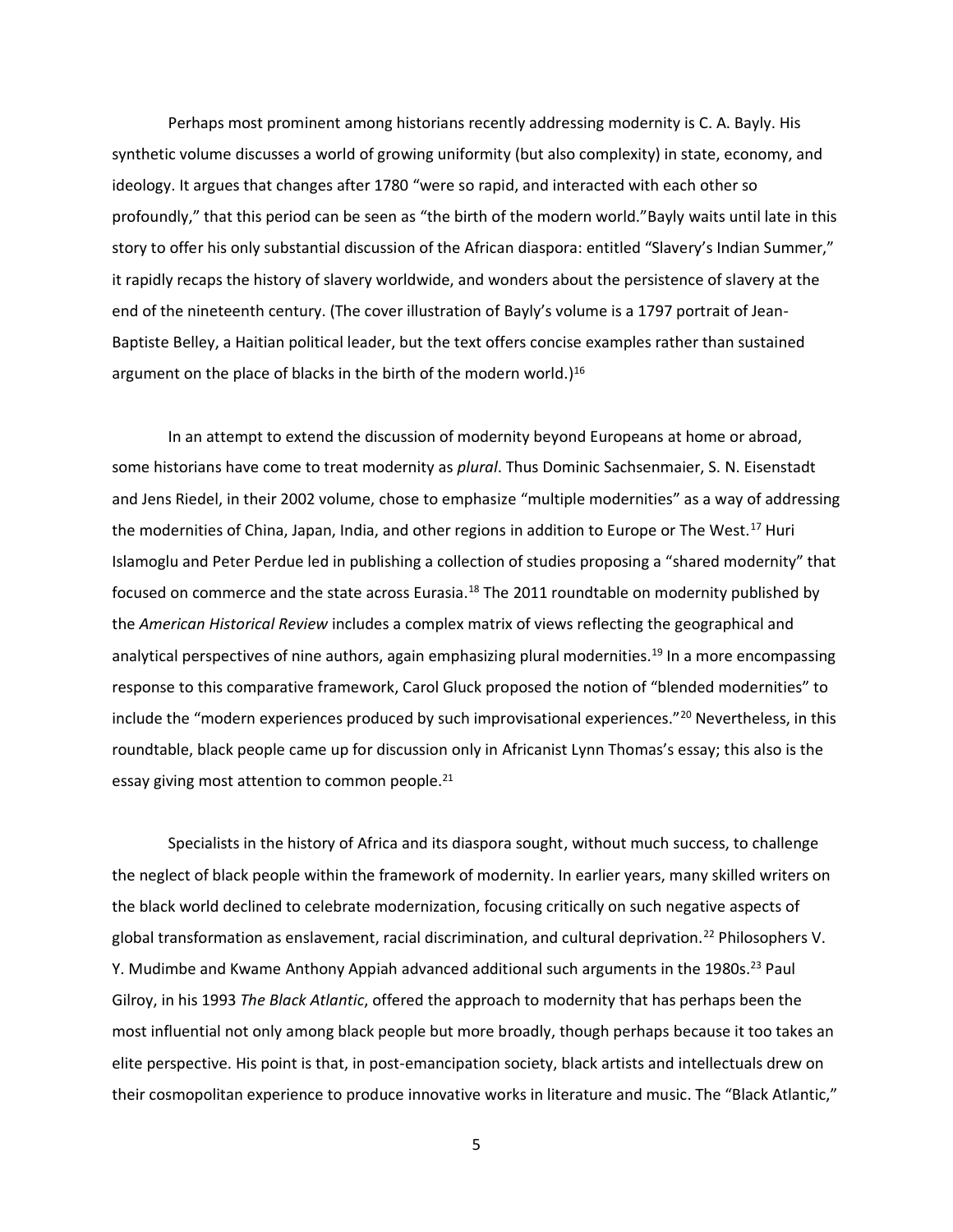Perhaps most prominent among historians recently addressing modernity is C. A. Bayly. His synthetic volume discusses a world of growing uniformity (but also complexity) in state, economy, and ideology. It argues that changes after 1780 "were so rapid, and interacted with each other so profoundly," that this period can be seen as "the birth of the modern world."Bayly waits until late in this story to offer his only substantial discussion of the African diaspora: entitled "Slavery's Indian Summer," it rapidly recaps the history of slavery worldwide, and wonders about the persistence of slavery at the end of the nineteenth century. (The cover illustration of Bayly's volume is a 1797 portrait of Jean-Baptiste Belley, a Haitian political leader, but the text offers concise examples rather than sustained argument on the place of blacks in the birth of the modern world.)[16]

In an attempt to extend the discussion of modernity beyond Europeans at home or abroad, some historians have come to treat modernity as *plural*. Thus Dominic Sachsenmaier, S. N. Eisenstadt and Jens Riedel, in their 2002 volume, chose to emphasize "multiple modernities" as a way of addressing the modernities of China, Japan, India, and other regions in addition to Europe or The West.[17] Huri Islamoglu and Peter Perdue led in publishing a collection of studies proposing a "shared modernity" that focused on commerce and the state across Eurasia.[18] The 2011 roundtable on modernity published by the *American Historical Review* includes a complex matrix of views reflecting the geographical and analytical perspectives of nine authors, again emphasizing plural modernities.[19] In a more encompassing response to this comparative framework, Carol Gluck proposed the notion of "blended modernities" to include the "modern experiences produced by such improvisational experiences."[20] Nevertheless, in this roundtable, black people came up for discussion only in Africanist Lynn Thomas's essay; this also is the essay giving most attention to common people.[21]

Specialists in the history of Africa and its diaspora sought, without much success, to challenge the neglect of black people within the framework of modernity. In earlier years, many skilled writers on the black world declined to celebrate modernization, focusing critically on such negative aspects of global transformation as enslavement, racial discrimination, and cultural deprivation.[22] Philosophers V. Y. Mudimbe and Kwame Anthony Appiah advanced additional such arguments in the 1980s.[23] Paul Gilroy, in his 1993 *The Black Atlantic*, offered the approach to modernity that has perhaps been the most influential not only among black people but more broadly, though perhaps because it too takes an elite perspective. His point is that, in post-emancipation society, black artists and intellectuals drew on their cosmopolitan experience to produce innovative works in literature and music. The "Black Atlantic,"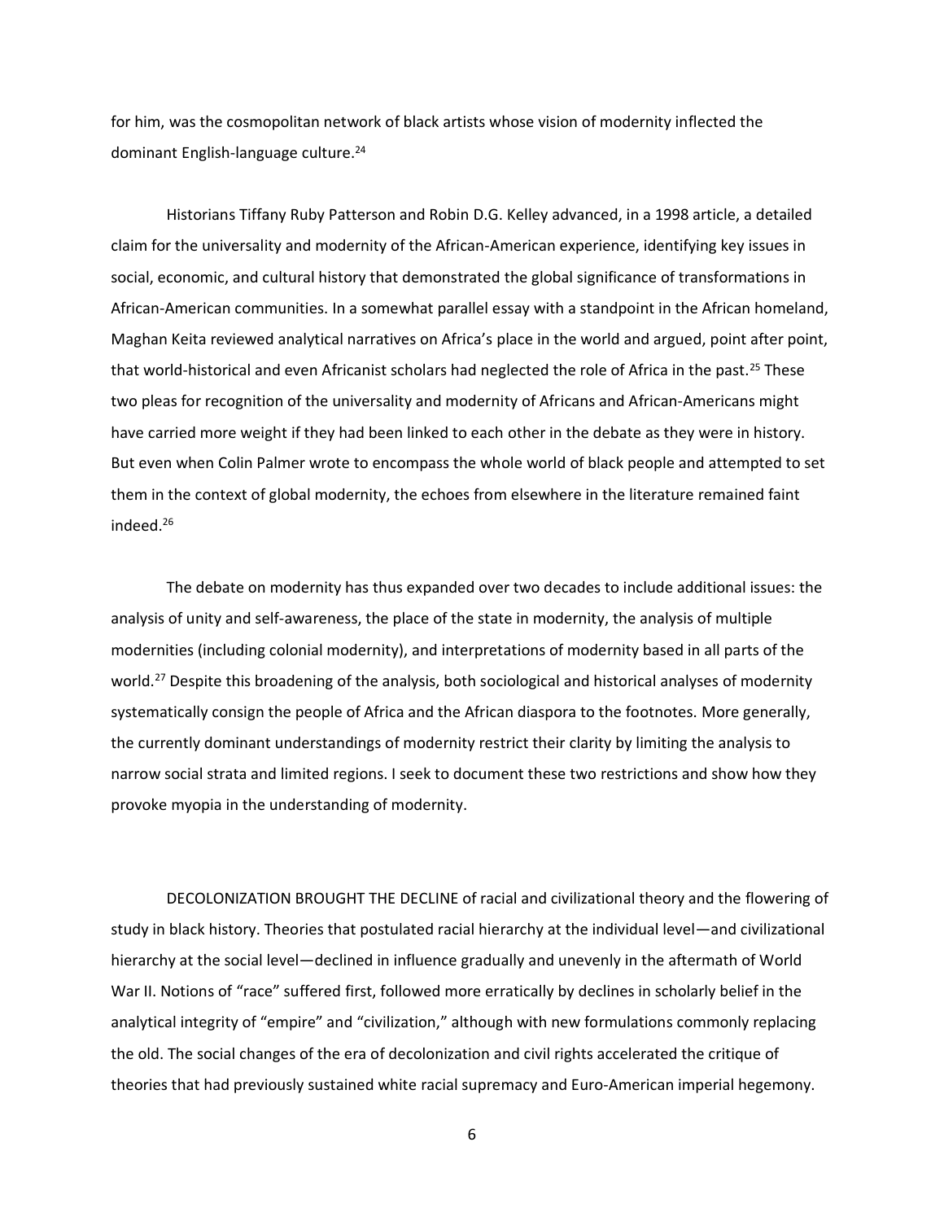for him, was the cosmopolitan network of black artists whose vision of modernity inflected the dominant English-language culture.[24]

Historians Tiffany Ruby Patterson and Robin D.G. Kelley advanced, in a 1998 article, a detailed claim for the universality and modernity of the African-American experience, identifying key issues in social, economic, and cultural history that demonstrated the global significance of transformations in African-American communities. In a somewhat parallel essay with a standpoint in the African homeland, Maghan Keita reviewed analytical narratives on Africa's place in the world and argued, point after point, that world-historical and even Africanist scholars had neglected the role of Africa in the past.[25] These two pleas for recognition of the universality and modernity of Africans and African-Americans might have carried more weight if they had been linked to each other in the debate as they were in history. But even when Colin Palmer wrote to encompass the whole world of black people and attempted to set them in the context of global modernity, the echoes from elsewhere in the literature remained faint indeed.[26]

The debate on modernity has thus expanded over two decades to include additional issues: the analysis of unity and self-awareness, the place of the state in modernity, the analysis of multiple modernities (including colonial modernity), and interpretations of modernity based in all parts of the world.[27] Despite this broadening of the analysis, both sociological and historical analyses of modernity systematically consign the people of Africa and the African diaspora to the footnotes. More generally, the currently dominant understandings of modernity restrict their clarity by limiting the analysis to narrow social strata and limited regions. I seek to document these two restrictions and show how they provoke myopia in the understanding of modernity.

DECOLONIZATION BROUGHT THE DECLINE of racial and civilizational theory and the flowering of study in black history. Theories that postulated racial hierarchy at the individual level—and civilizational hierarchy at the social level—declined in influence gradually and unevenly in the aftermath of World War II. Notions of "race" suffered first, followed more erratically by declines in scholarly belief in the analytical integrity of "empire" and "civilization," although with new formulations commonly replacing the old. The social changes of the era of decolonization and civil rights accelerated the critique of theories that had previously sustained white racial supremacy and Euro-American imperial hegemony.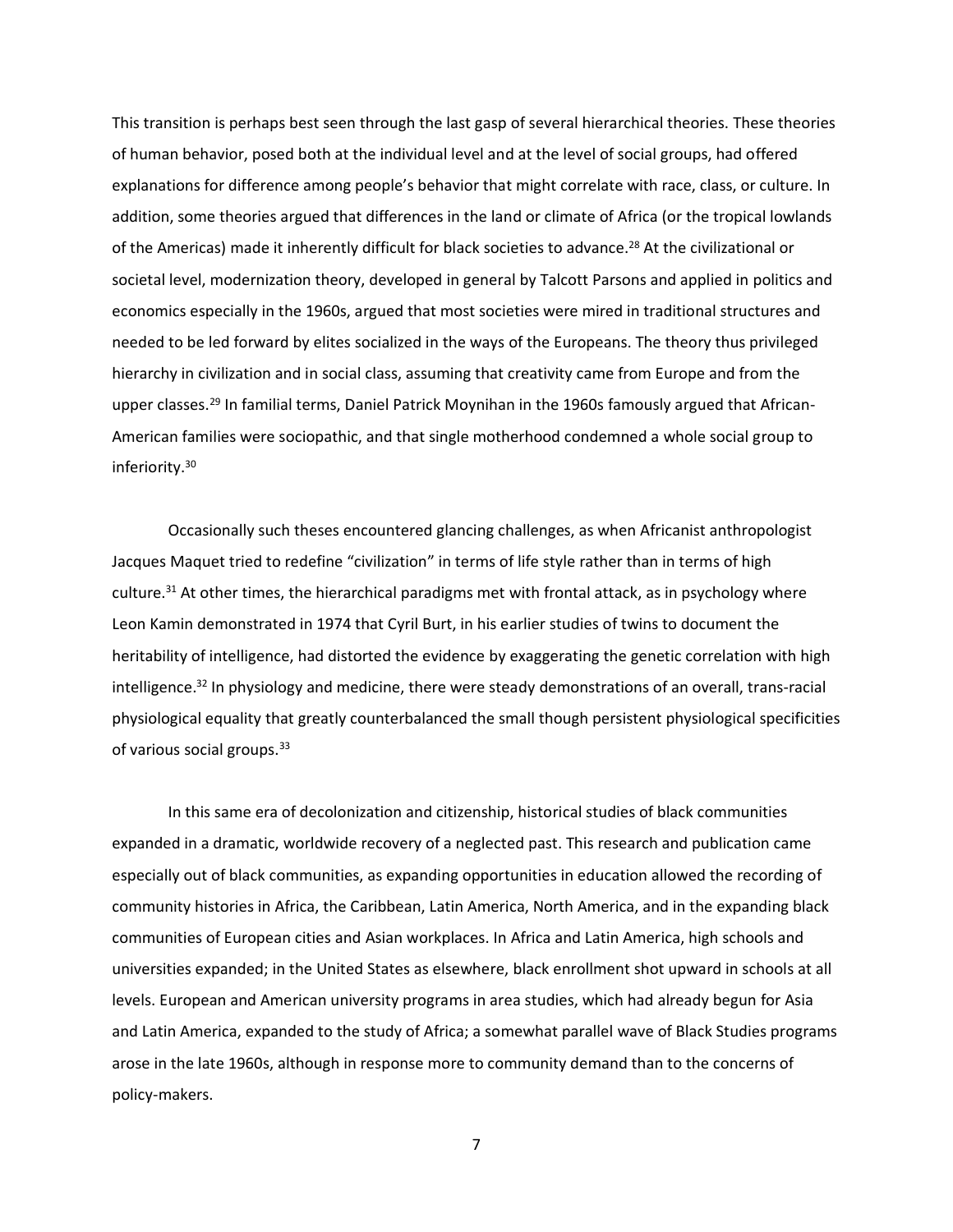This transition is perhaps best seen through the last gasp of several hierarchical theories. These theories of human behavior, posed both at the individual level and at the level of social groups, had offered explanations for difference among people's behavior that might correlate with race, class, or culture. In addition, some theories argued that differences in the land or climate of Africa (or the tropical lowlands of the Americas) made it inherently difficult for black societies to advance.[28] At the civilizational or societal level, modernization theory, developed in general by Talcott Parsons and applied in politics and economics especially in the 1960s, argued that most societies were mired in traditional structures and needed to be led forward by elites socialized in the ways of the Europeans. The theory thus privileged hierarchy in civilization and in social class, assuming that creativity came from Europe and from the upper classes.[29] In familial terms, Daniel Patrick Moynihan in the 1960s famously argued that African-American families were sociopathic, and that single motherhood condemned a whole social group to inferiority.[30]

Occasionally such theses encountered glancing challenges, as when Africanist anthropologist Jacques Maquet tried to redefine "civilization" in terms of life style rather than in terms of high culture.[31] At other times, the hierarchical paradigms met with frontal attack, as in psychology where Leon Kamin demonstrated in 1974 that Cyril Burt, in his earlier studies of twins to document the heritability of intelligence, had distorted the evidence by exaggerating the genetic correlation with high intelligence.[32] In physiology and medicine, there were steady demonstrations of an overall, trans-racial physiological equality that greatly counterbalanced the small though persistent physiological specificities of various social groups.[33]

In this same era of decolonization and citizenship, historical studies of black communities expanded in a dramatic, worldwide recovery of a neglected past. This research and publication came especially out of black communities, as expanding opportunities in education allowed the recording of community histories in Africa, the Caribbean, Latin America, North America, and in the expanding black communities of European cities and Asian workplaces. In Africa and Latin America, high schools and universities expanded; in the United States as elsewhere, black enrollment shot upward in schools at all levels. European and American university programs in area studies, which had already begun for Asia and Latin America, expanded to the study of Africa; a somewhat parallel wave of Black Studies programs arose in the late 1960s, although in response more to community demand than to the concerns of policy-makers.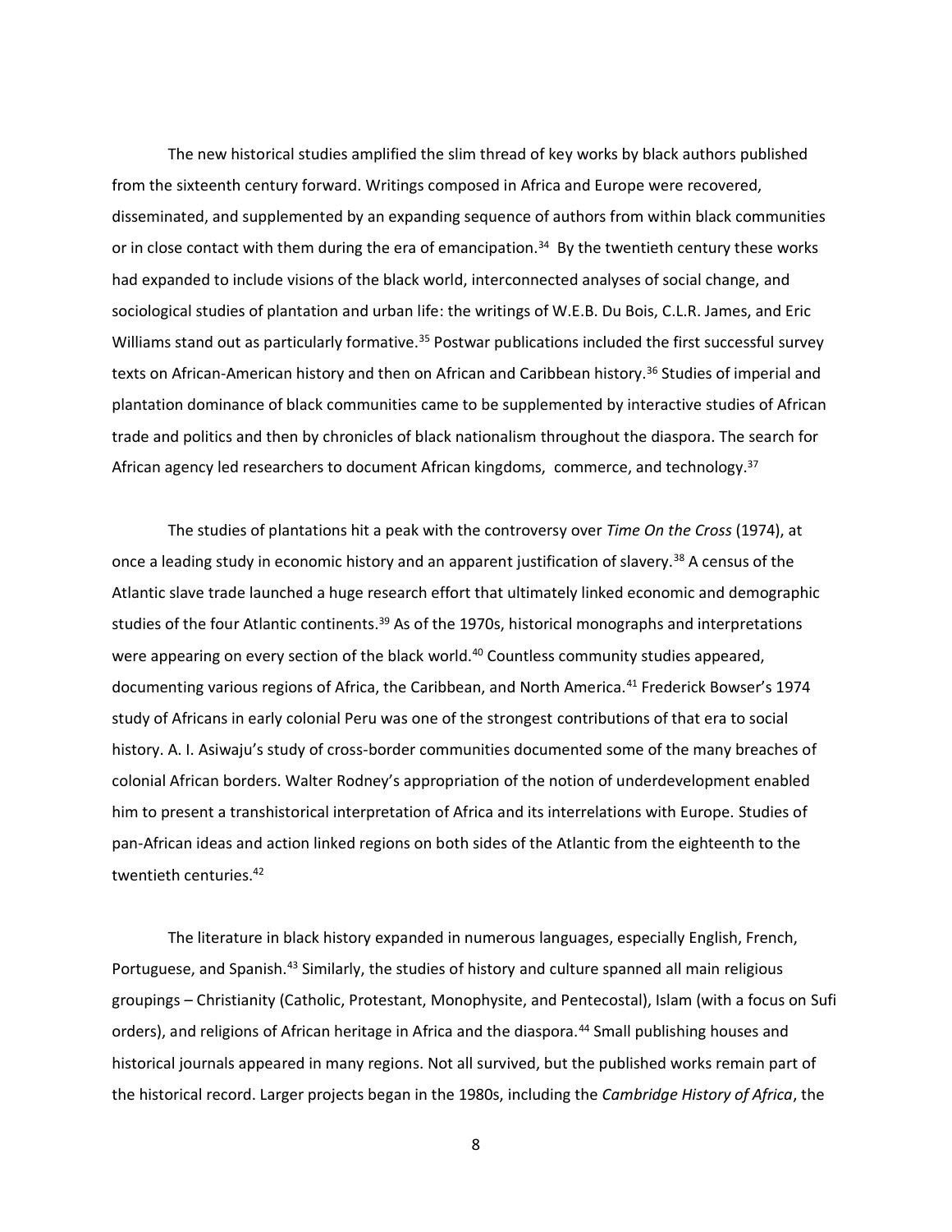The new historical studies amplified the slim thread of key works by black authors published from the sixteenth century forward. Writings composed in Africa and Europe were recovered, disseminated, and supplemented by an expanding sequence of authors from within black communities or in close contact with them during the era of emancipation.[34] By the twentieth century these works had expanded to include visions of the black world, interconnected analyses of social change, and sociological studies of plantation and urban life: the writings of W.E.B. Du Bois, C.L.R. James, and Eric Williams stand out as particularly formative.[35] Postwar publications included the first successful survey texts on African-American history and then on African and Caribbean history.[36] Studies of imperial and plantation dominance of black communities came to be supplemented by interactive studies of African trade and politics and then by chronicles of black nationalism throughout the diaspora. The search for African agency led researchers to document African kingdoms, commerce, and technology.[37]

The studies of plantations hit a peak with the controversy over *Time On the Cross* (1974), at once a leading study in economic history and an apparent justification of slavery.[38] A census of the Atlantic slave trade launched a huge research effort that ultimately linked economic and demographic studies of the four Atlantic continents.[39] As of the 1970s, historical monographs and interpretations were appearing on every section of the black world.[40] Countless community studies appeared, documenting various regions of Africa, the Caribbean, and North America.[41] Frederick Bowser's 1974 study of Africans in early colonial Peru was one of the strongest contributions of that era to social history. A. I. Asiwaju's study of cross-border communities documented some of the many breaches of colonial African borders. Walter Rodney's appropriation of the notion of underdevelopment enabled him to present a transhistorical interpretation of Africa and its interrelations with Europe. Studies of pan-African ideas and action linked regions on both sides of the Atlantic from the eighteenth to the twentieth centuries.[42]

The literature in black history expanded in numerous languages, especially English, French, Portuguese, and Spanish.[43] Similarly, the studies of history and culture spanned all main religious groupings – Christianity (Catholic, Protestant, Monophysite, and Pentecostal), Islam (with a focus on Sufi orders), and religions of African heritage in Africa and the diaspora.[44] Small publishing houses and historical journals appeared in many regions. Not all survived, but the published works remain part of the historical record. Larger projects began in the 1980s, including the *Cambridge History of Africa*, the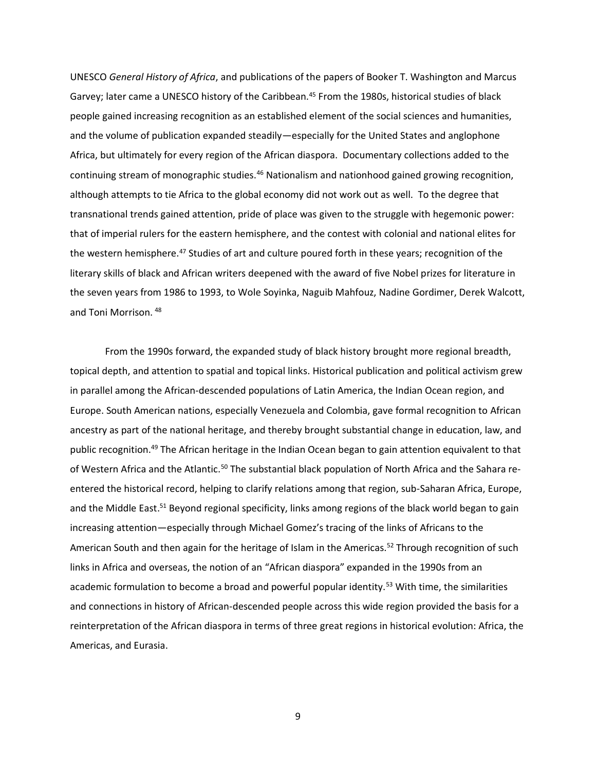UNESCO *General History of Africa*, and publications of the papers of Booker T. Washington and Marcus Garvey; later came a UNESCO history of the Caribbean.[45] From the 1980s, historical studies of black people gained increasing recognition as an established element of the social sciences and humanities, and the volume of publication expanded steadily—especially for the United States and anglophone Africa, but ultimately for every region of the African diaspora. Documentary collections added to the continuing stream of monographic studies.[46] Nationalism and nationhood gained growing recognition, although attempts to tie Africa to the global economy did not work out as well. To the degree that transnational trends gained attention, pride of place was given to the struggle with hegemonic power: that of imperial rulers for the eastern hemisphere, and the contest with colonial and national elites for the western hemisphere.[47] Studies of art and culture poured forth in these years; recognition of the literary skills of black and African writers deepened with the award of five Nobel prizes for literature in the seven years from 1986 to 1993, to Wole Soyinka, Naguib Mahfouz, Nadine Gordimer, Derek Walcott, and Toni Morrison.[48]

From the 1990s forward, the expanded study of black history brought more regional breadth, topical depth, and attention to spatial and topical links. Historical publication and political activism grew in parallel among the African-descended populations of Latin America, the Indian Ocean region, and Europe. South American nations, especially Venezuela and Colombia, gave formal recognition to African ancestry as part of the national heritage, and thereby brought substantial change in education, law, and public recognition.[49] The African heritage in the Indian Ocean began to gain attention equivalent to that of Western Africa and the Atlantic.[50] The substantial black population of North Africa and the Sahara re-entered the historical record, helping to clarify relations among that region, sub-Saharan Africa, Europe, and the Middle East.[51] Beyond regional specificity, links among regions of the black world began to gain increasing attention—especially through Michael Gomez's tracing of the links of Africans to the American South and then again for the heritage of Islam in the Americas.[52] Through recognition of such links in Africa and overseas, the notion of an "African diaspora" expanded in the 1990s from an academic formulation to become a broad and powerful popular identity.[53] With time, the similarities and connections in history of African-descended people across this wide region provided the basis for a reinterpretation of the African diaspora in terms of three great regions in historical evolution: Africa, the Americas, and Eurasia.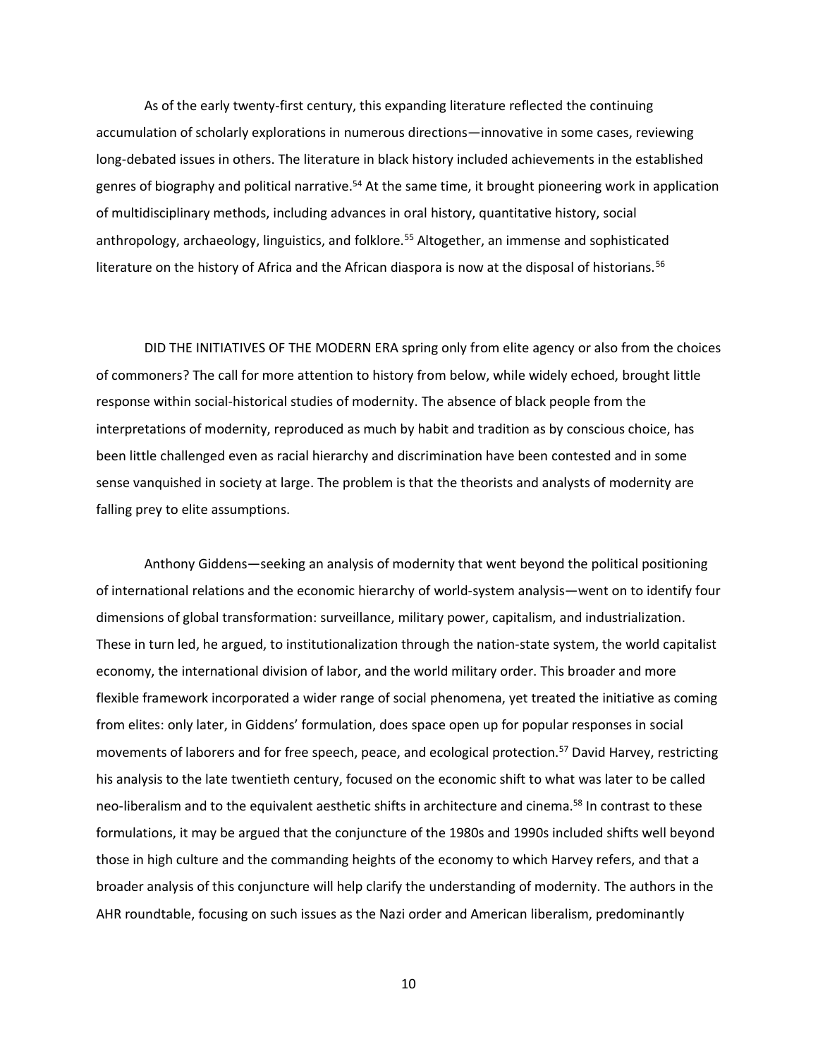As of the early twenty-first century, this expanding literature reflected the continuing accumulation of scholarly explorations in numerous directions—innovative in some cases, reviewing long-debated issues in others. The literature in black history included achievements in the established genres of biography and political narrative.[54] At the same time, it brought pioneering work in application of multidisciplinary methods, including advances in oral history, quantitative history, social anthropology, archaeology, linguistics, and folklore.[55] Altogether, an immense and sophisticated literature on the history of Africa and the African diaspora is now at the disposal of historians.[56]

DID THE INITIATIVES OF THE MODERN ERA spring only from elite agency or also from the choices of commoners? The call for more attention to history from below, while widely echoed, brought little response within social-historical studies of modernity. The absence of black people from the interpretations of modernity, reproduced as much by habit and tradition as by conscious choice, has been little challenged even as racial hierarchy and discrimination have been contested and in some sense vanquished in society at large. The problem is that the theorists and analysts of modernity are falling prey to elite assumptions.

Anthony Giddens—seeking an analysis of modernity that went beyond the political positioning of international relations and the economic hierarchy of world-system analysis—went on to identify four dimensions of global transformation: surveillance, military power, capitalism, and industrialization. These in turn led, he argued, to institutionalization through the nation-state system, the world capitalist economy, the international division of labor, and the world military order. This broader and more flexible framework incorporated a wider range of social phenomena, yet treated the initiative as coming from elites: only later, in Giddens' formulation, does space open up for popular responses in social movements of laborers and for free speech, peace, and ecological protection.[57] David Harvey, restricting his analysis to the late twentieth century, focused on the economic shift to what was later to be called neo-liberalism and to the equivalent aesthetic shifts in architecture and cinema.[58] In contrast to these formulations, it may be argued that the conjuncture of the 1980s and 1990s included shifts well beyond those in high culture and the commanding heights of the economy to which Harvey refers, and that a broader analysis of this conjuncture will help clarify the understanding of modernity. The authors in the AHR roundtable, focusing on such issues as the Nazi order and American liberalism, predominantly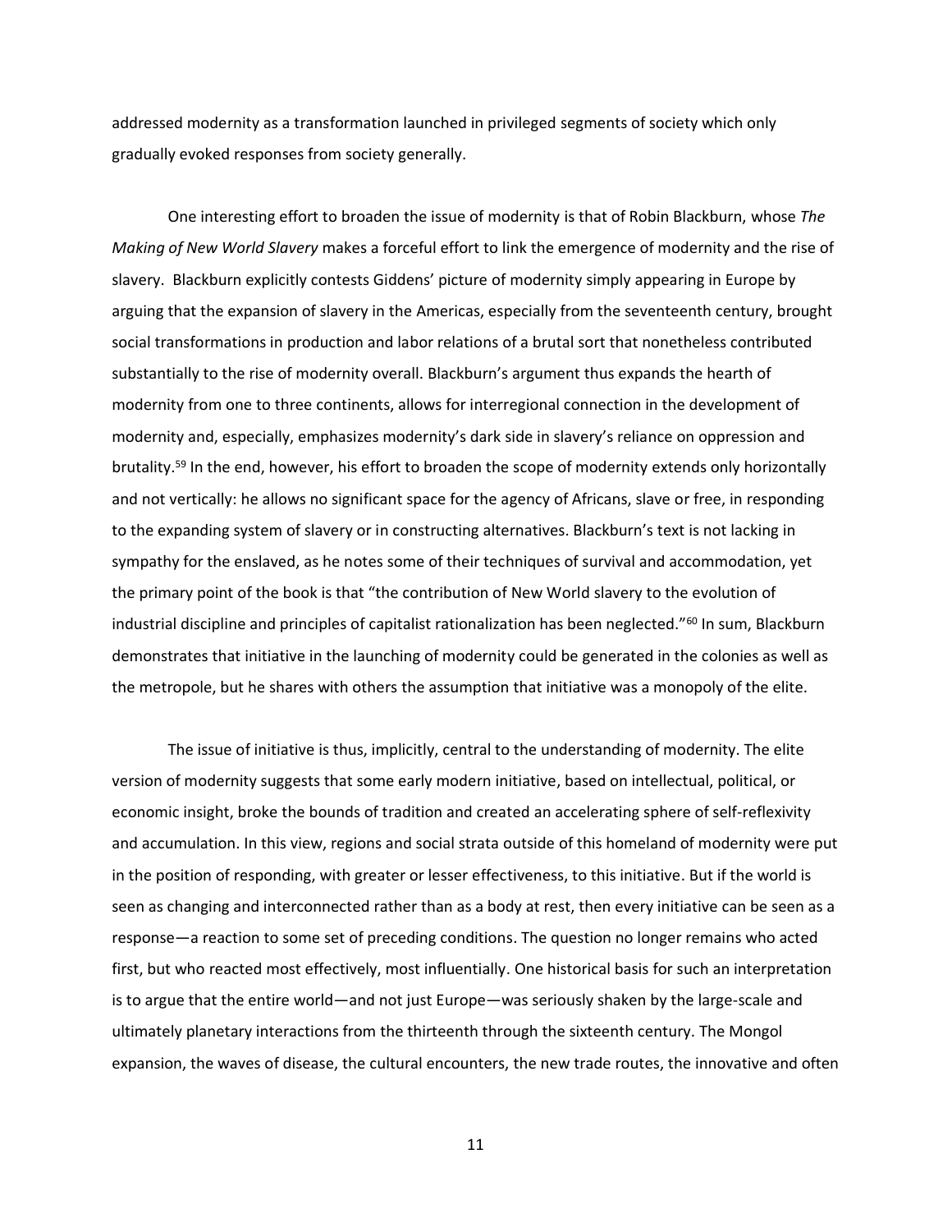addressed modernity as a transformation launched in privileged segments of society which only gradually evoked responses from society generally.

One interesting effort to broaden the issue of modernity is that of Robin Blackburn, whose *The Making of New World Slavery* makes a forceful effort to link the emergence of modernity and the rise of slavery. Blackburn explicitly contests Giddens' picture of modernity simply appearing in Europe by arguing that the expansion of slavery in the Americas, especially from the seventeenth century, brought social transformations in production and labor relations of a brutal sort that nonetheless contributed substantially to the rise of modernity overall. Blackburn's argument thus expands the hearth of modernity from one to three continents, allows for interregional connection in the development of modernity and, especially, emphasizes modernity's dark side in slavery's reliance on oppression and brutality.[59] In the end, however, his effort to broaden the scope of modernity extends only horizontally and not vertically: he allows no significant space for the agency of Africans, slave or free, in responding to the expanding system of slavery or in constructing alternatives. Blackburn's text is not lacking in sympathy for the enslaved, as he notes some of their techniques of survival and accommodation, yet the primary point of the book is that "the contribution of New World slavery to the evolution of industrial discipline and principles of capitalist rationalization has been neglected."[60] In sum, Blackburn demonstrates that initiative in the launching of modernity could be generated in the colonies as well as the metropole, but he shares with others the assumption that initiative was a monopoly of the elite.

The issue of initiative is thus, implicitly, central to the understanding of modernity. The elite version of modernity suggests that some early modern initiative, based on intellectual, political, or economic insight, broke the bounds of tradition and created an accelerating sphere of self-reflexivity and accumulation. In this view, regions and social strata outside of this homeland of modernity were put in the position of responding, with greater or lesser effectiveness, to this initiative. But if the world is seen as changing and interconnected rather than as a body at rest, then every initiative can be seen as a response—a reaction to some set of preceding conditions. The question no longer remains who acted first, but who reacted most effectively, most influentially. One historical basis for such an interpretation is to argue that the entire world—and not just Europe—was seriously shaken by the large-scale and ultimately planetary interactions from the thirteenth through the sixteenth century. The Mongol expansion, the waves of disease, the cultural encounters, the new trade routes, the innovative and often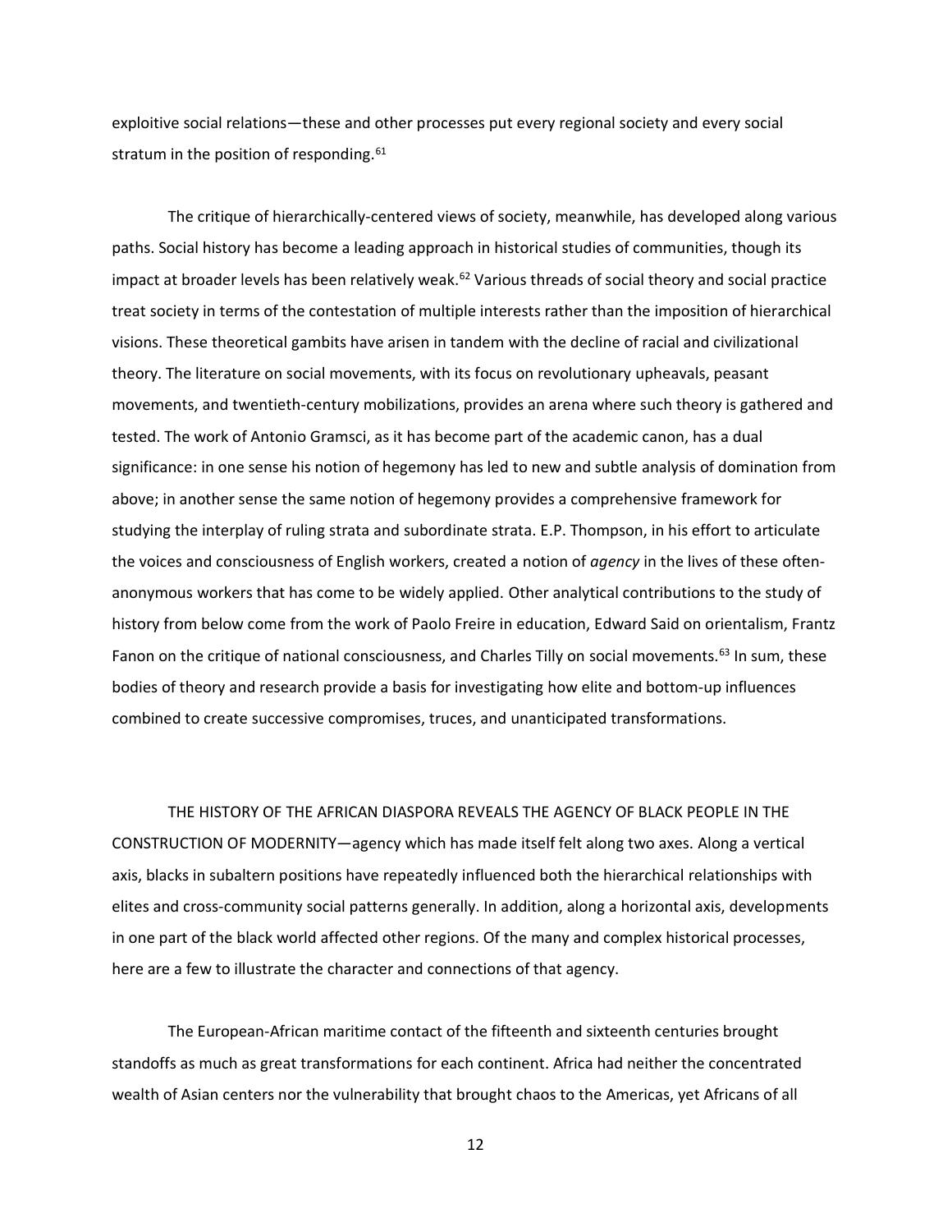exploitive social relations—these and other processes put every regional society and every social stratum in the position of responding.[61]

The critique of hierarchically-centered views of society, meanwhile, has developed along various paths. Social history has become a leading approach in historical studies of communities, though its impact at broader levels has been relatively weak.[62] Various threads of social theory and social practice treat society in terms of the contestation of multiple interests rather than the imposition of hierarchical visions. These theoretical gambits have arisen in tandem with the decline of racial and civilizational theory. The literature on social movements, with its focus on revolutionary upheavals, peasant movements, and twentieth-century mobilizations, provides an arena where such theory is gathered and tested. The work of Antonio Gramsci, as it has become part of the academic canon, has a dual significance: in one sense his notion of hegemony has led to new and subtle analysis of domination from above; in another sense the same notion of hegemony provides a comprehensive framework for studying the interplay of ruling strata and subordinate strata. E.P. Thompson, in his effort to articulate the voices and consciousness of English workers, created a notion of *agency* in the lives of these often-anonymous workers that has come to be widely applied. Other analytical contributions to the study of history from below come from the work of Paolo Freire in education, Edward Said on orientalism, Frantz Fanon on the critique of national consciousness, and Charles Tilly on social movements.[63] In sum, these bodies of theory and research provide a basis for investigating how elite and bottom-up influences combined to create successive compromises, truces, and unanticipated transformations.

THE HISTORY OF THE AFRICAN DIASPORA REVEALS THE AGENCY OF BLACK PEOPLE IN THE CONSTRUCTION OF MODERNITY—agency which has made itself felt along two axes. Along a vertical axis, blacks in subaltern positions have repeatedly influenced both the hierarchical relationships with elites and cross-community social patterns generally. In addition, along a horizontal axis, developments in one part of the black world affected other regions. Of the many and complex historical processes, here are a few to illustrate the character and connections of that agency.

The European-African maritime contact of the fifteenth and sixteenth centuries brought standoffs as much as great transformations for each continent. Africa had neither the concentrated wealth of Asian centers nor the vulnerability that brought chaos to the Americas, yet Africans of all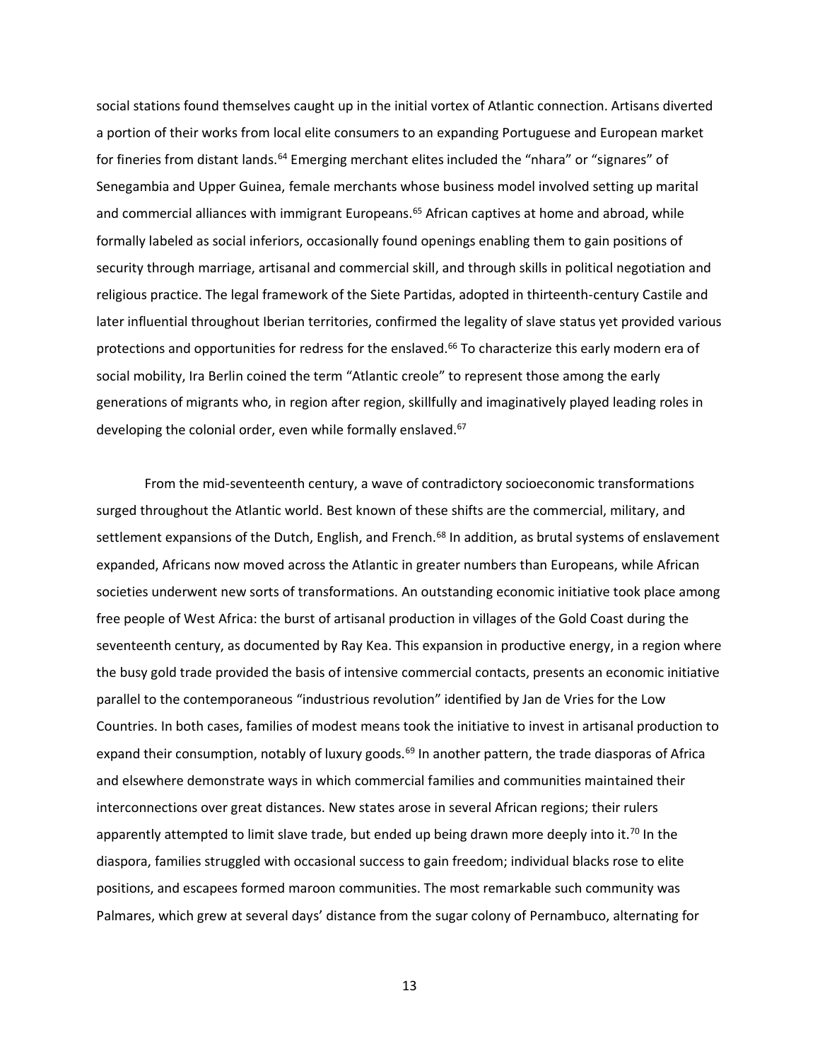social stations found themselves caught up in the initial vortex of Atlantic connection. Artisans diverted a portion of their works from local elite consumers to an expanding Portuguese and European market for fineries from distant lands.[64] Emerging merchant elites included the "nhara" or "signares" of Senegambia and Upper Guinea, female merchants whose business model involved setting up marital and commercial alliances with immigrant Europeans.[65] African captives at home and abroad, while formally labeled as social inferiors, occasionally found openings enabling them to gain positions of security through marriage, artisanal and commercial skill, and through skills in political negotiation and religious practice. The legal framework of the Siete Partidas, adopted in thirteenth-century Castile and later influential throughout Iberian territories, confirmed the legality of slave status yet provided various protections and opportunities for redress for the enslaved.[66] To characterize this early modern era of social mobility, Ira Berlin coined the term "Atlantic creole" to represent those among the early generations of migrants who, in region after region, skillfully and imaginatively played leading roles in developing the colonial order, even while formally enslaved.[67]

From the mid-seventeenth century, a wave of contradictory socioeconomic transformations surged throughout the Atlantic world. Best known of these shifts are the commercial, military, and settlement expansions of the Dutch, English, and French.[68] In addition, as brutal systems of enslavement expanded, Africans now moved across the Atlantic in greater numbers than Europeans, while African societies underwent new sorts of transformations. An outstanding economic initiative took place among free people of West Africa: the burst of artisanal production in villages of the Gold Coast during the seventeenth century, as documented by Ray Kea. This expansion in productive energy, in a region where the busy gold trade provided the basis of intensive commercial contacts, presents an economic initiative parallel to the contemporaneous "industrious revolution" identified by Jan de Vries for the Low Countries. In both cases, families of modest means took the initiative to invest in artisanal production to expand their consumption, notably of luxury goods.[69] In another pattern, the trade diasporas of Africa and elsewhere demonstrate ways in which commercial families and communities maintained their interconnections over great distances. New states arose in several African regions; their rulers apparently attempted to limit slave trade, but ended up being drawn more deeply into it.[70] In the diaspora, families struggled with occasional success to gain freedom; individual blacks rose to elite positions, and escapees formed maroon communities. The most remarkable such community was Palmares, which grew at several days' distance from the sugar colony of Pernambuco, alternating for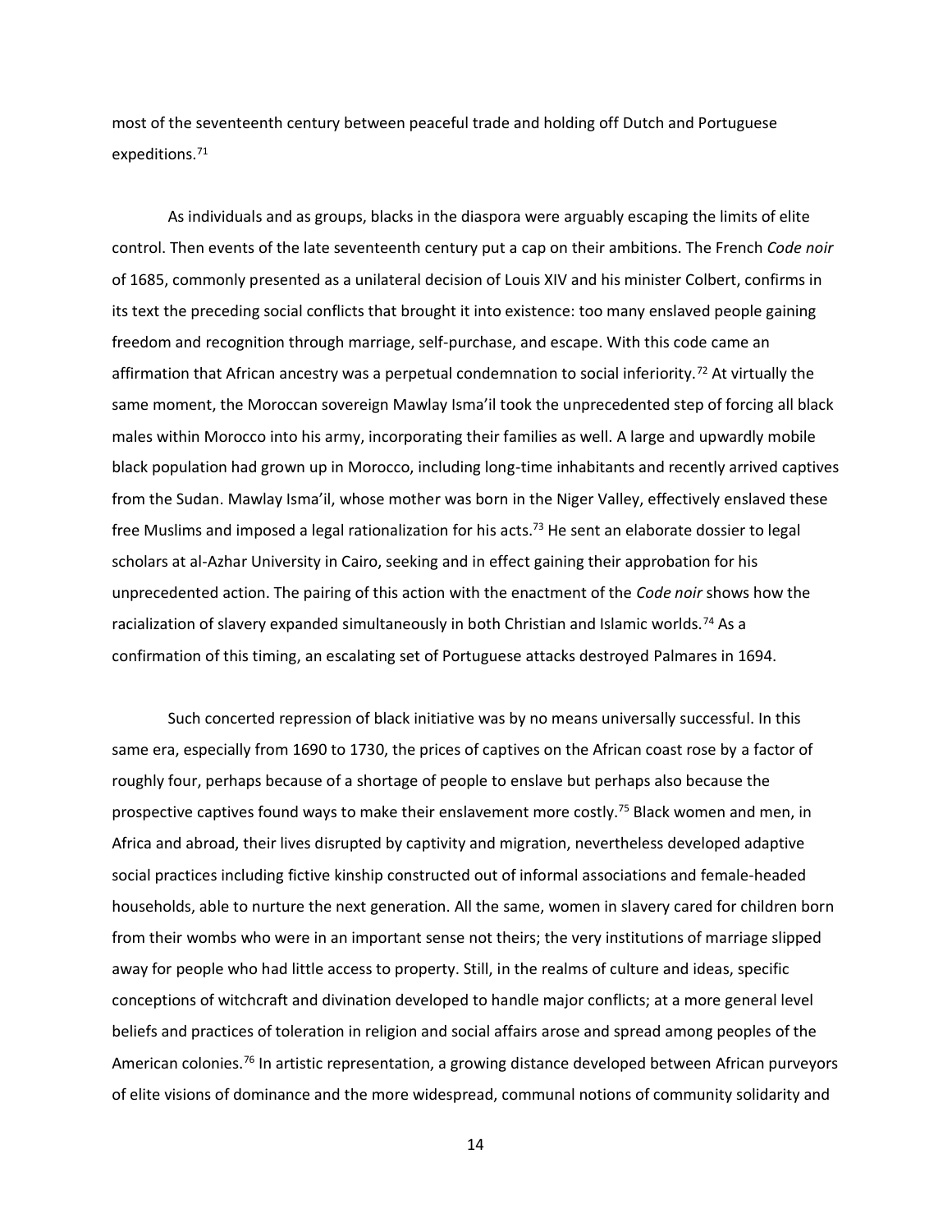most of the seventeenth century between peaceful trade and holding off Dutch and Portuguese expeditions.[71]

As individuals and as groups, blacks in the diaspora were arguably escaping the limits of elite control. Then events of the late seventeenth century put a cap on their ambitions. The French *Code noir* of 1685, commonly presented as a unilateral decision of Louis XIV and his minister Colbert, confirms in its text the preceding social conflicts that brought it into existence: too many enslaved people gaining freedom and recognition through marriage, self-purchase, and escape. With this code came an affirmation that African ancestry was a perpetual condemnation to social inferiority.[72] At virtually the same moment, the Moroccan sovereign Mawlay Isma'il took the unprecedented step of forcing all black males within Morocco into his army, incorporating their families as well. A large and upwardly mobile black population had grown up in Morocco, including long-time inhabitants and recently arrived captives from the Sudan. Mawlay Isma'il, whose mother was born in the Niger Valley, effectively enslaved these free Muslims and imposed a legal rationalization for his acts.[73] He sent an elaborate dossier to legal scholars at al-Azhar University in Cairo, seeking and in effect gaining their approbation for his unprecedented action. The pairing of this action with the enactment of the *Code noir* shows how the racialization of slavery expanded simultaneously in both Christian and Islamic worlds.[74] As a confirmation of this timing, an escalating set of Portuguese attacks destroyed Palmares in 1694.

Such concerted repression of black initiative was by no means universally successful. In this same era, especially from 1690 to 1730, the prices of captives on the African coast rose by a factor of roughly four, perhaps because of a shortage of people to enslave but perhaps also because the prospective captives found ways to make their enslavement more costly.[75] Black women and men, in Africa and abroad, their lives disrupted by captivity and migration, nevertheless developed adaptive social practices including fictive kinship constructed out of informal associations and female-headed households, able to nurture the next generation. All the same, women in slavery cared for children born from their wombs who were in an important sense not theirs; the very institutions of marriage slipped away for people who had little access to property. Still, in the realms of culture and ideas, specific conceptions of witchcraft and divination developed to handle major conflicts; at a more general level beliefs and practices of toleration in religion and social affairs arose and spread among peoples of the American colonies.[76] In artistic representation, a growing distance developed between African purveyors of elite visions of dominance and the more widespread, communal notions of community solidarity and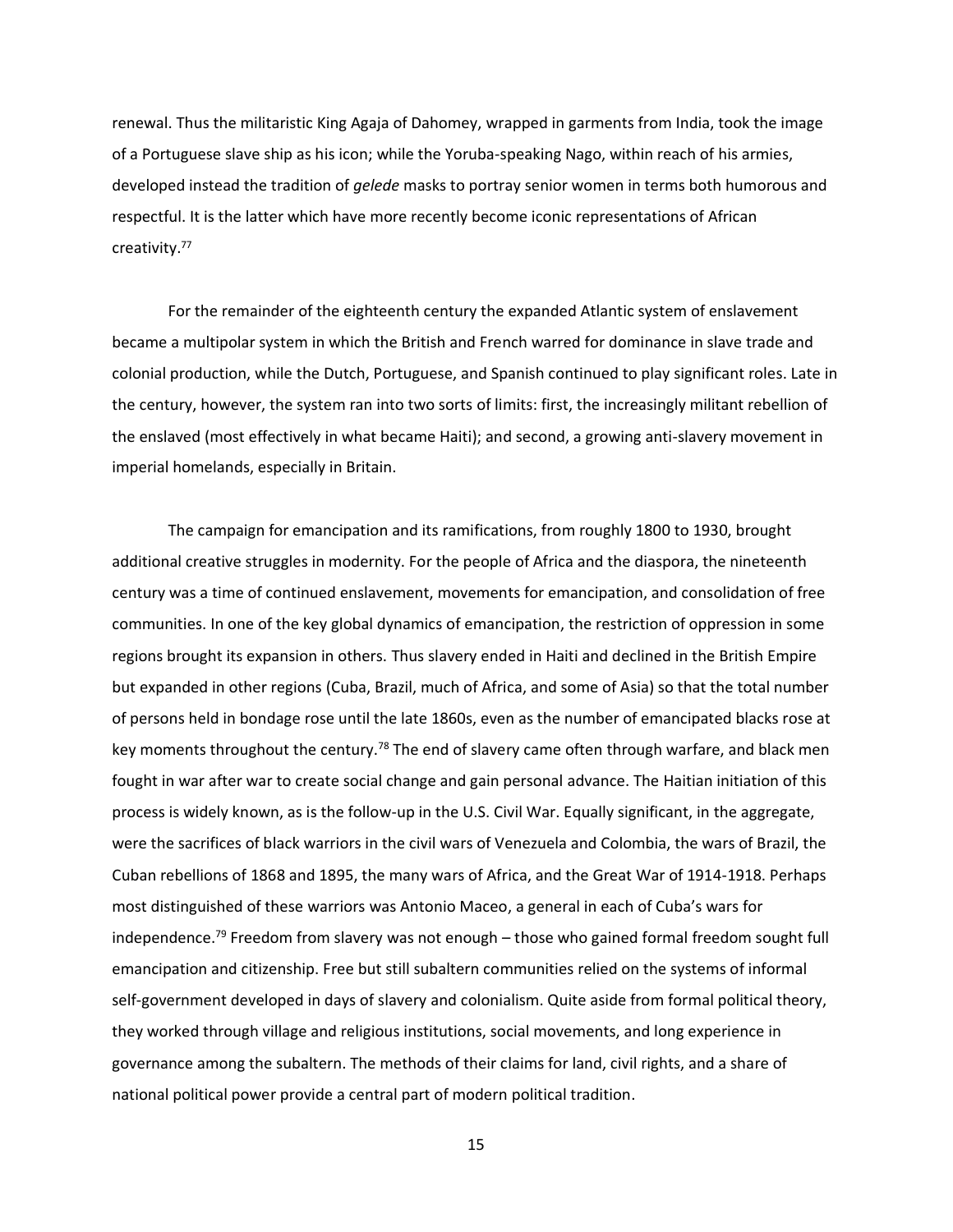renewal. Thus the militaristic King Agaja of Dahomey, wrapped in garments from India, took the image of a Portuguese slave ship as his icon; while the Yoruba-speaking Nago, within reach of his armies, developed instead the tradition of *gelede* masks to portray senior women in terms both humorous and respectful. It is the latter which have more recently become iconic representations of African creativity.[77]

For the remainder of the eighteenth century the expanded Atlantic system of enslavement became a multipolar system in which the British and French warred for dominance in slave trade and colonial production, while the Dutch, Portuguese, and Spanish continued to play significant roles. Late in the century, however, the system ran into two sorts of limits: first, the increasingly militant rebellion of the enslaved (most effectively in what became Haiti); and second, a growing anti-slavery movement in imperial homelands, especially in Britain.

The campaign for emancipation and its ramifications, from roughly 1800 to 1930, brought additional creative struggles in modernity. For the people of Africa and the diaspora, the nineteenth century was a time of continued enslavement, movements for emancipation, and consolidation of free communities. In one of the key global dynamics of emancipation, the restriction of oppression in some regions brought its expansion in others. Thus slavery ended in Haiti and declined in the British Empire but expanded in other regions (Cuba, Brazil, much of Africa, and some of Asia) so that the total number of persons held in bondage rose until the late 1860s, even as the number of emancipated blacks rose at key moments throughout the century.[78] The end of slavery came often through warfare, and black men fought in war after war to create social change and gain personal advance. The Haitian initiation of this process is widely known, as is the follow-up in the U.S. Civil War. Equally significant, in the aggregate, were the sacrifices of black warriors in the civil wars of Venezuela and Colombia, the wars of Brazil, the Cuban rebellions of 1868 and 1895, the many wars of Africa, and the Great War of 1914-1918. Perhaps most distinguished of these warriors was Antonio Maceo, a general in each of Cuba's wars for independence.[79] Freedom from slavery was not enough – those who gained formal freedom sought full emancipation and citizenship. Free but still subaltern communities relied on the systems of informal self-government developed in days of slavery and colonialism. Quite aside from formal political theory, they worked through village and religious institutions, social movements, and long experience in governance among the subaltern. The methods of their claims for land, civil rights, and a share of national political power provide a central part of modern political tradition.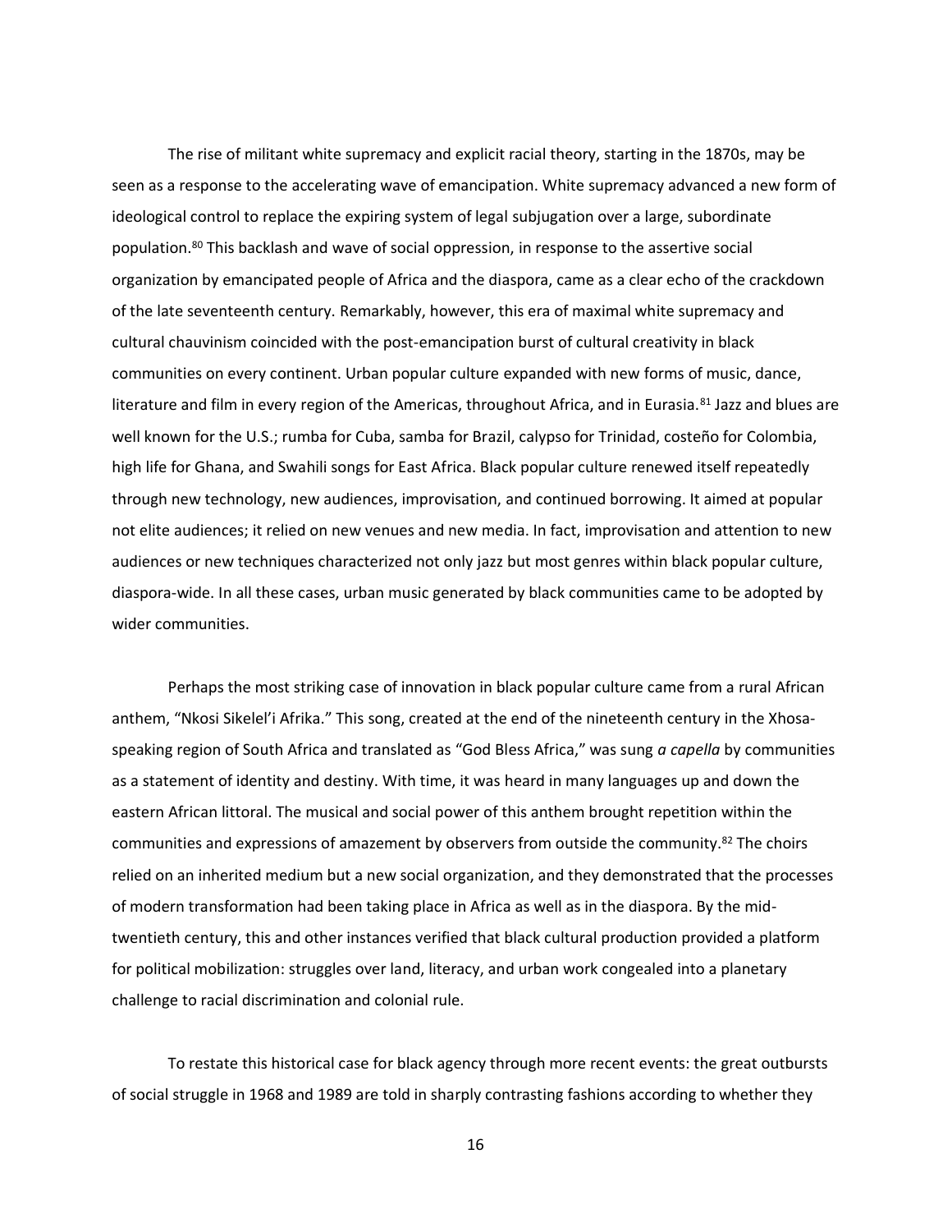The rise of militant white supremacy and explicit racial theory, starting in the 1870s, may be seen as a response to the accelerating wave of emancipation. White supremacy advanced a new form of ideological control to replace the expiring system of legal subjugation over a large, subordinate population.[80] This backlash and wave of social oppression, in response to the assertive social organization by emancipated people of Africa and the diaspora, came as a clear echo of the crackdown of the late seventeenth century. Remarkably, however, this era of maximal white supremacy and cultural chauvinism coincided with the post-emancipation burst of cultural creativity in black communities on every continent. Urban popular culture expanded with new forms of music, dance, literature and film in every region of the Americas, throughout Africa, and in Eurasia.[81] Jazz and blues are well known for the U.S.; rumba for Cuba, samba for Brazil, calypso for Trinidad, costeño for Colombia, high life for Ghana, and Swahili songs for East Africa. Black popular culture renewed itself repeatedly through new technology, new audiences, improvisation, and continued borrowing. It aimed at popular not elite audiences; it relied on new venues and new media. In fact, improvisation and attention to new audiences or new techniques characterized not only jazz but most genres within black popular culture, diaspora-wide. In all these cases, urban music generated by black communities came to be adopted by wider communities.

Perhaps the most striking case of innovation in black popular culture came from a rural African anthem, "Nkosi Sikelel'i Afrika." This song, created at the end of the nineteenth century in the Xhosa-speaking region of South Africa and translated as "God Bless Africa," was sung *a capella* by communities as a statement of identity and destiny. With time, it was heard in many languages up and down the eastern African littoral. The musical and social power of this anthem brought repetition within the communities and expressions of amazement by observers from outside the community.[82] The choirs relied on an inherited medium but a new social organization, and they demonstrated that the processes of modern transformation had been taking place in Africa as well as in the diaspora. By the mid-twentieth century, this and other instances verified that black cultural production provided a platform for political mobilization: struggles over land, literacy, and urban work congealed into a planetary challenge to racial discrimination and colonial rule.

To restate this historical case for black agency through more recent events: the great outbursts of social struggle in 1968 and 1989 are told in sharply contrasting fashions according to whether they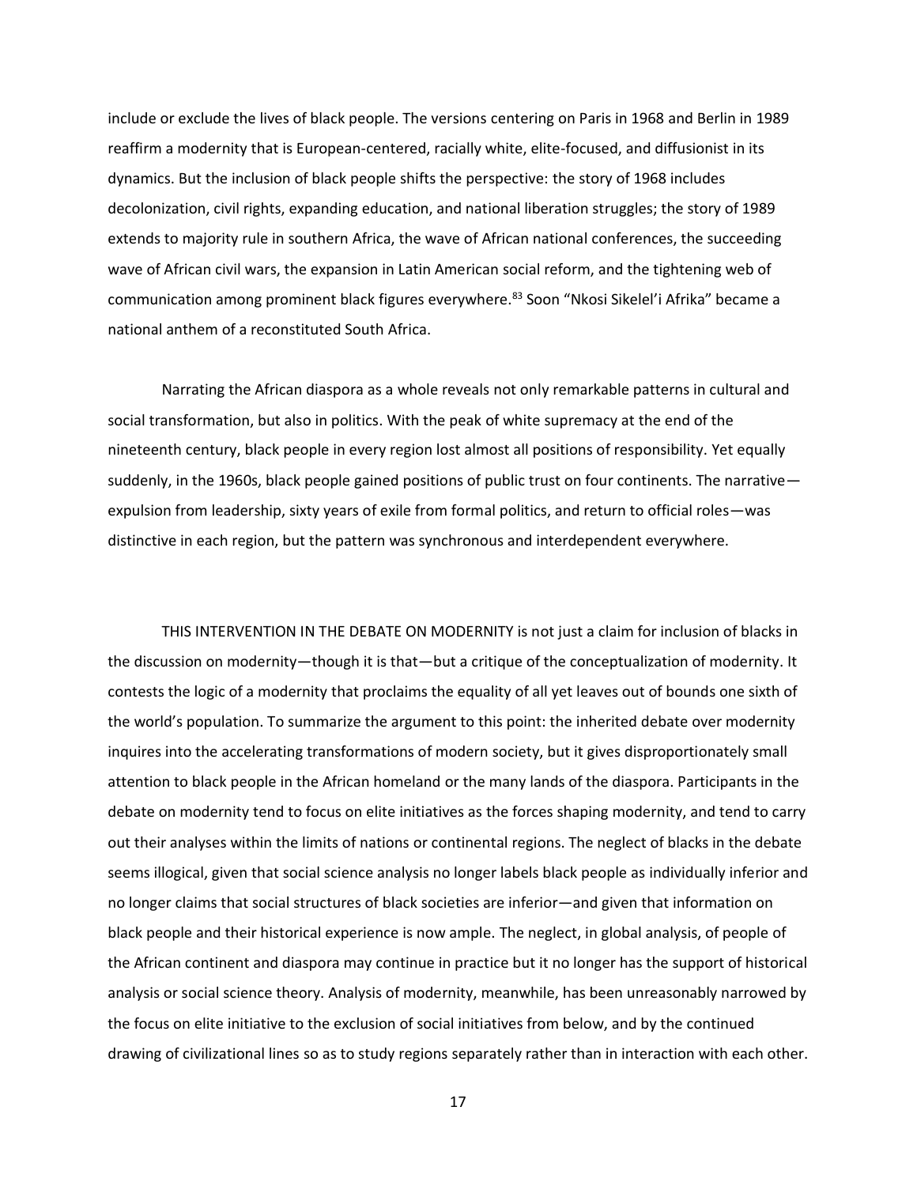include or exclude the lives of black people. The versions centering on Paris in 1968 and Berlin in 1989 reaffirm a modernity that is European-centered, racially white, elite-focused, and diffusionist in its dynamics. But the inclusion of black people shifts the perspective: the story of 1968 includes decolonization, civil rights, expanding education, and national liberation struggles; the story of 1989 extends to majority rule in southern Africa, the wave of African national conferences, the succeeding wave of African civil wars, the expansion in Latin American social reform, and the tightening web of communication among prominent black figures everywhere.[83] Soon "Nkosi Sikelel'i Afrika" became a national anthem of a reconstituted South Africa.

Narrating the African diaspora as a whole reveals not only remarkable patterns in cultural and social transformation, but also in politics. With the peak of white supremacy at the end of the nineteenth century, black people in every region lost almost all positions of responsibility. Yet equally suddenly, in the 1960s, black people gained positions of public trust on four continents. The narrative—expulsion from leadership, sixty years of exile from formal politics, and return to official roles—was distinctive in each region, but the pattern was synchronous and interdependent everywhere.

THIS INTERVENTION IN THE DEBATE ON MODERNITY is not just a claim for inclusion of blacks in the discussion on modernity—though it is that—but a critique of the conceptualization of modernity. It contests the logic of a modernity that proclaims the equality of all yet leaves out of bounds one sixth of the world's population. To summarize the argument to this point: the inherited debate over modernity inquires into the accelerating transformations of modern society, but it gives disproportionately small attention to black people in the African homeland or the many lands of the diaspora. Participants in the debate on modernity tend to focus on elite initiatives as the forces shaping modernity, and tend to carry out their analyses within the limits of nations or continental regions. The neglect of blacks in the debate seems illogical, given that social science analysis no longer labels black people as individually inferior and no longer claims that social structures of black societies are inferior—and given that information on black people and their historical experience is now ample. The neglect, in global analysis, of people of the African continent and diaspora may continue in practice but it no longer has the support of historical analysis or social science theory. Analysis of modernity, meanwhile, has been unreasonably narrowed by the focus on elite initiative to the exclusion of social initiatives from below, and by the continued drawing of civilizational lines so as to study regions separately rather than in interaction with each other.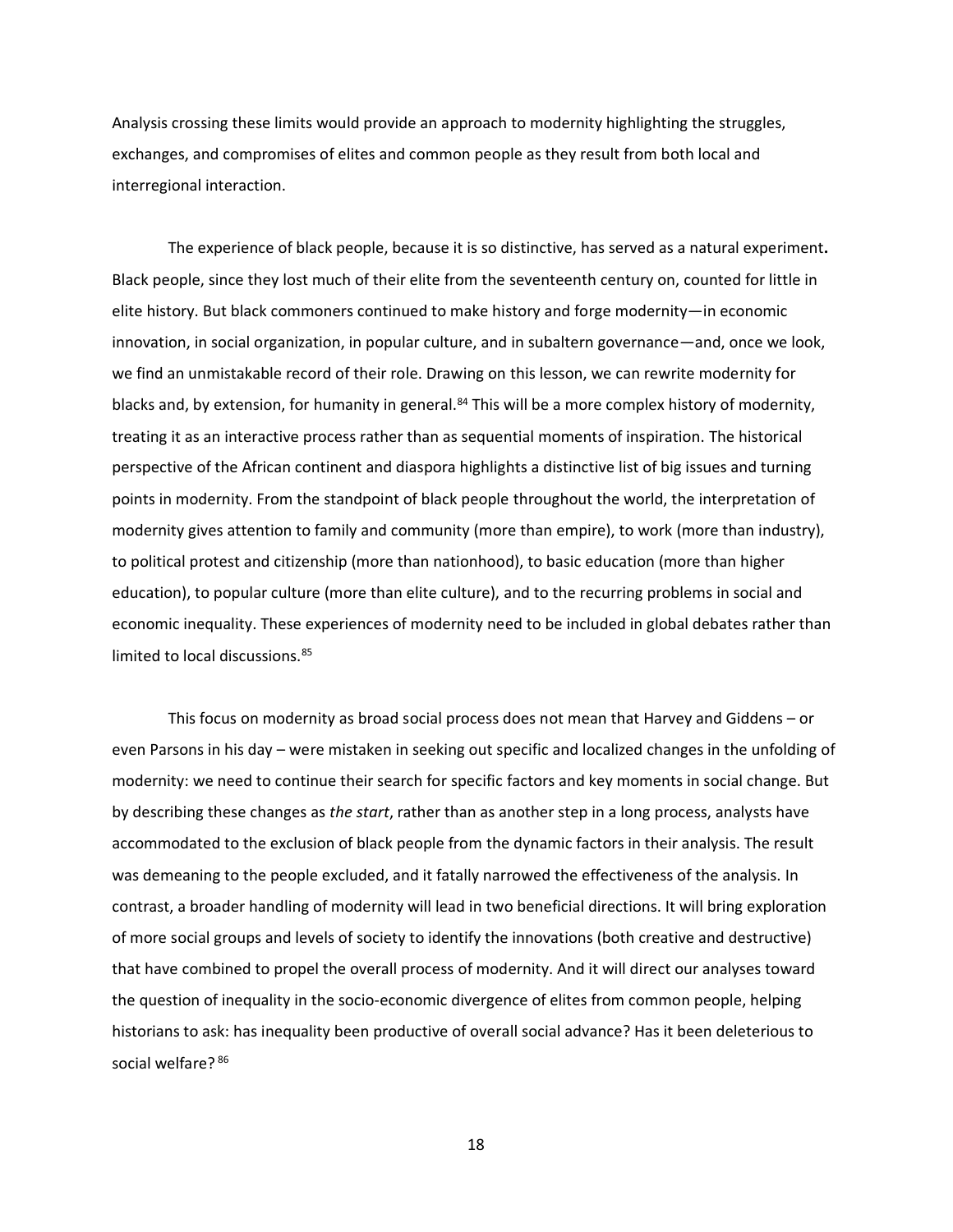Analysis crossing these limits would provide an approach to modernity highlighting the struggles, exchanges, and compromises of elites and common people as they result from both local and interregional interaction.

The experience of black people, because it is so distinctive, has served as a natural experiment**.** Black people, since they lost much of their elite from the seventeenth century on, counted for little in elite history. But black commoners continued to make history and forge modernity—in economic innovation, in social organization, in popular culture, and in subaltern governance—and, once we look, we find an unmistakable record of their role. Drawing on this lesson, we can rewrite modernity for blacks and, by extension, for humanity in general.[84] This will be a more complex history of modernity, treating it as an interactive process rather than as sequential moments of inspiration. The historical perspective of the African continent and diaspora highlights a distinctive list of big issues and turning points in modernity. From the standpoint of black people throughout the world, the interpretation of modernity gives attention to family and community (more than empire), to work (more than industry), to political protest and citizenship (more than nationhood), to basic education (more than higher education), to popular culture (more than elite culture), and to the recurring problems in social and economic inequality. These experiences of modernity need to be included in global debates rather than limited to local discussions.[85]

This focus on modernity as broad social process does not mean that Harvey and Giddens – or even Parsons in his day – were mistaken in seeking out specific and localized changes in the unfolding of modernity: we need to continue their search for specific factors and key moments in social change. But by describing these changes as *the start*, rather than as another step in a long process, analysts have accommodated to the exclusion of black people from the dynamic factors in their analysis. The result was demeaning to the people excluded, and it fatally narrowed the effectiveness of the analysis. In contrast, a broader handling of modernity will lead in two beneficial directions. It will bring exploration of more social groups and levels of society to identify the innovations (both creative and destructive) that have combined to propel the overall process of modernity. And it will direct our analyses toward the question of inequality in the socio-economic divergence of elites from common people, helping historians to ask: has inequality been productive of overall social advance? Has it been deleterious to social welfare?[86]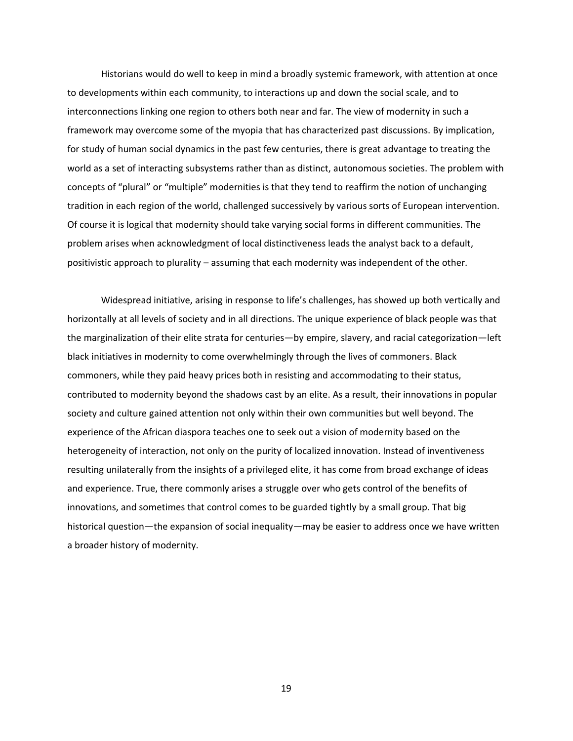Historians would do well to keep in mind a broadly systemic framework, with attention at once to developments within each community, to interactions up and down the social scale, and to interconnections linking one region to others both near and far. The view of modernity in such a framework may overcome some of the myopia that has characterized past discussions. By implication, for study of human social dynamics in the past few centuries, there is great advantage to treating the world as a set of interacting subsystems rather than as distinct, autonomous societies. The problem with concepts of "plural" or "multiple" modernities is that they tend to reaffirm the notion of unchanging tradition in each region of the world, challenged successively by various sorts of European intervention. Of course it is logical that modernity should take varying social forms in different communities. The problem arises when acknowledgment of local distinctiveness leads the analyst back to a default, positivistic approach to plurality – assuming that each modernity was independent of the other.

Widespread initiative, arising in response to life's challenges, has showed up both vertically and horizontally at all levels of society and in all directions. The unique experience of black people was that the marginalization of their elite strata for centuries—by empire, slavery, and racial categorization—left black initiatives in modernity to come overwhelmingly through the lives of commoners. Black commoners, while they paid heavy prices both in resisting and accommodating to their status, contributed to modernity beyond the shadows cast by an elite. As a result, their innovations in popular society and culture gained attention not only within their own communities but well beyond. The experience of the African diaspora teaches one to seek out a vision of modernity based on the heterogeneity of interaction, not only on the purity of localized innovation. Instead of inventiveness resulting unilaterally from the insights of a privileged elite, it has come from broad exchange of ideas and experience. True, there commonly arises a struggle over who gets control of the benefits of innovations, and sometimes that control comes to be guarded tightly by a small group. That big historical question—the expansion of social inequality—may be easier to address once we have written a broader history of modernity.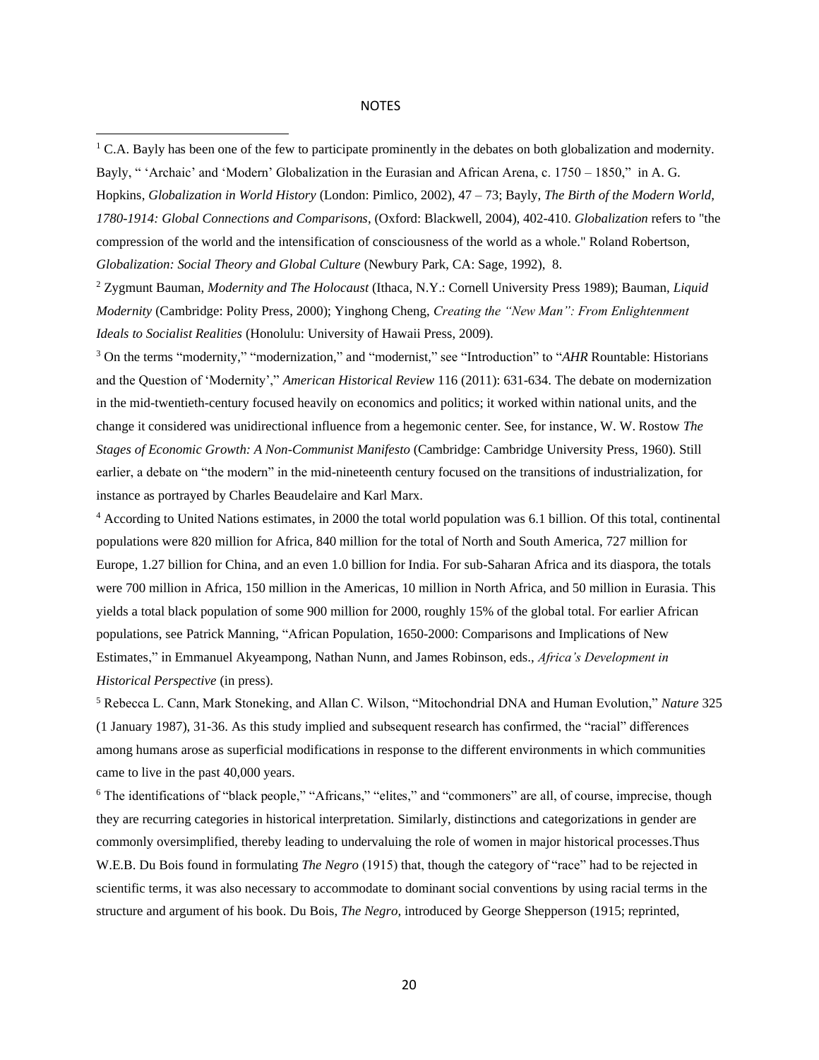NOTES

[1] C.A. Bayly has been one of the few to participate prominently in the debates on both globalization and modernity. Bayly, " 'Archaic' and 'Modern' Globalization in the Eurasian and African Arena, c. 1750 – 1850," in A. G. Hopkins, *Globalization in World History* (London: Pimlico, 2002), 47 – 73; Bayly, *The Birth of the Modern World, 1780-1914: Global Connections and Comparisons*, (Oxford: Blackwell, 2004), 402-410. *Globalization* refers to "the compression of the world and the intensification of consciousness of the world as a whole." Roland Robertson, *Globalization: Social Theory and Global Culture* (Newbury Park, CA: Sage, 1992), 8.

[2] Zygmunt Bauman, *Modernity and The Holocaust* (Ithaca, N.Y.: Cornell University Press 1989); Bauman, *Liquid Modernity* (Cambridge: Polity Press, 2000); Yinghong Cheng, *Creating the "New Man": From Enlightenment Ideals to Socialist Realities* (Honolulu: University of Hawaii Press, 2009).

[3] On the terms "modernity," "modernization," and "modernist," see "Introduction" to "*AHR* Rountable: Historians and the Question of 'Modernity'," *American Historical Review* 116 (2011): 631-634. The debate on modernization in the mid-twentieth-century focused heavily on economics and politics; it worked within national units, and the change it considered was unidirectional influence from a hegemonic center. See, for instance, W. W. Rostow *The Stages of Economic Growth: A Non-Communist Manifesto* (Cambridge: Cambridge University Press, 1960). Still earlier, a debate on "the modern" in the mid-nineteenth century focused on the transitions of industrialization, for instance as portrayed by Charles Beaudelaire and Karl Marx.

[4] According to United Nations estimates, in 2000 the total world population was 6.1 billion. Of this total, continental populations were 820 million for Africa, 840 million for the total of North and South America, 727 million for Europe, 1.27 billion for China, and an even 1.0 billion for India. For sub-Saharan Africa and its diaspora, the totals were 700 million in Africa, 150 million in the Americas, 10 million in North Africa, and 50 million in Eurasia. This yields a total black population of some 900 million for 2000, roughly 15% of the global total. For earlier African populations, see Patrick Manning, "African Population, 1650-2000: Comparisons and Implications of New Estimates," in Emmanuel Akyeampong, Nathan Nunn, and James Robinson, eds., *Africa's Development in Historical Perspective* (in press).

[5] Rebecca L. Cann, Mark Stoneking, and Allan C. Wilson, "Mitochondrial DNA and Human Evolution," *Nature* 325 (1 January 1987), 31-36. As this study implied and subsequent research has confirmed, the "racial" differences among humans arose as superficial modifications in response to the different environments in which communities came to live in the past 40,000 years.

[6] The identifications of "black people," "Africans," "elites," and "commoners" are all, of course, imprecise, though they are recurring categories in historical interpretation. Similarly, distinctions and categorizations in gender are commonly oversimplified, thereby leading to undervaluing the role of women in major historical processes.Thus W.E.B. Du Bois found in formulating *The Negro* (1915) that, though the category of "race" had to be rejected in scientific terms, it was also necessary to accommodate to dominant social conventions by using racial terms in the structure and argument of his book. Du Bois, *The Negro*, introduced by George Shepperson (1915; reprinted,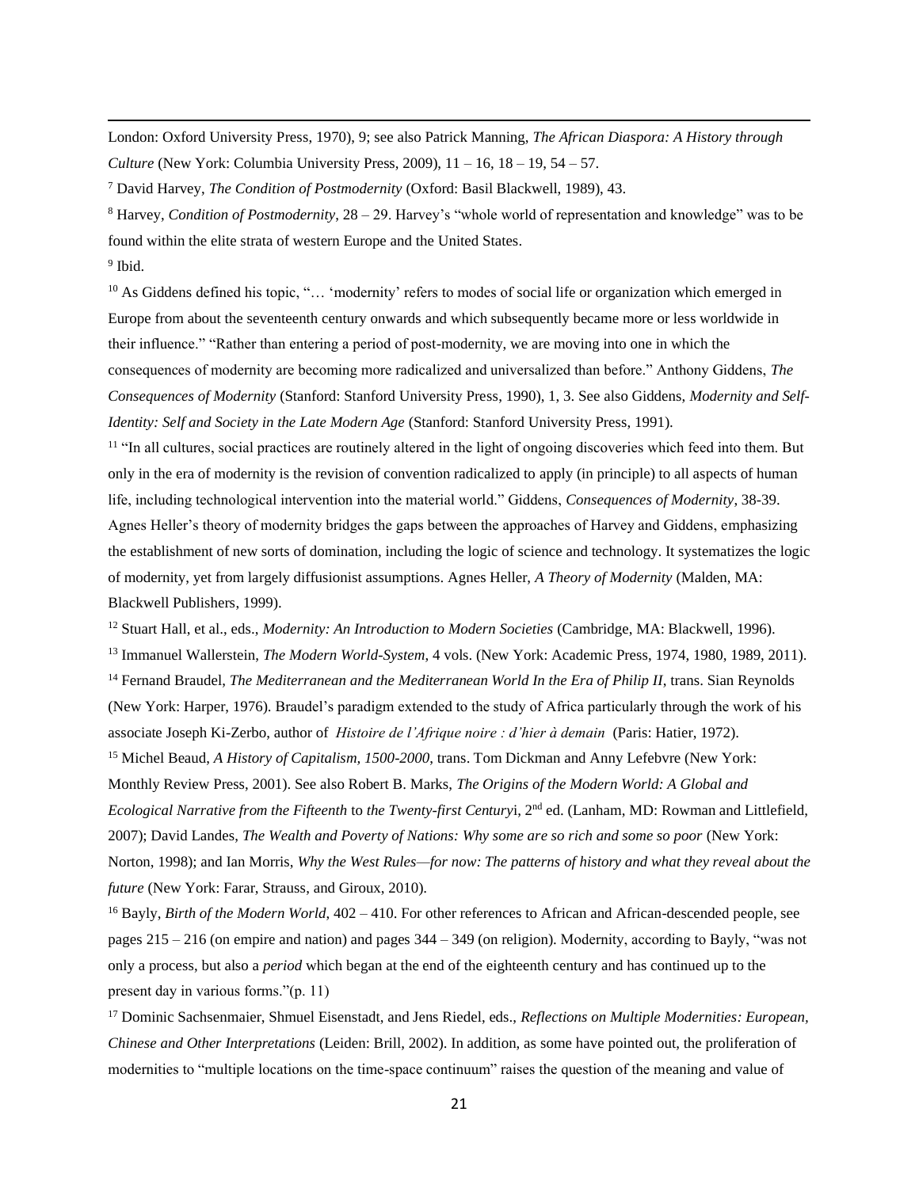London: Oxford University Press, 1970), 9; see also Patrick Manning, *The African Diaspora: A History through Culture* (New York: Columbia University Press, 2009), 11 – 16, 18 – 19, 54 – 57.

[7] David Harvey, *The Condition of Postmodernity* (Oxford: Basil Blackwell, 1989), 43.

[8] Harvey, *Condition of Postmodernity*, 28 – 29. Harvey's "whole world of representation and knowledge" was to be found within the elite strata of western Europe and the United States.

[9] Ibid.

[10] As Giddens defined his topic, "… 'modernity' refers to modes of social life or organization which emerged in Europe from about the seventeenth century onwards and which subsequently became more or less worldwide in their influence." "Rather than entering a period of post-modernity, we are moving into one in which the consequences of modernity are becoming more radicalized and universalized than before." Anthony Giddens, *The Consequences of Modernity* (Stanford: Stanford University Press, 1990), 1, 3. See also Giddens, *Modernity and Self-Identity: Self and Society in the Late Modern Age* (Stanford: Stanford University Press, 1991).

[11] "In all cultures, social practices are routinely altered in the light of ongoing discoveries which feed into them. But only in the era of modernity is the revision of convention radicalized to apply (in principle) to all aspects of human life, including technological intervention into the material world." Giddens, *Consequences of Modernity*, 38-39. Agnes Heller's theory of modernity bridges the gaps between the approaches of Harvey and Giddens, emphasizing the establishment of new sorts of domination, including the logic of science and technology. It systematizes the logic of modernity, yet from largely diffusionist assumptions. Agnes Heller, *A Theory of Modernity* (Malden, MA: Blackwell Publishers, 1999).

[12] Stuart Hall, et al., eds., *Modernity: An Introduction to Modern Societies* (Cambridge, MA: Blackwell, 1996).

[13] Immanuel Wallerstein, *The Modern World-System*, 4 vols. (New York: Academic Press, 1974, 1980, 1989, 2011).

[14] Fernand Braudel, *The Mediterranean and the Mediterranean World In the Era of Philip II*, trans. Sian Reynolds (New York: Harper, 1976). Braudel's paradigm extended to the study of Africa particularly through the work of his associate Joseph Ki-Zerbo, author of *Histoire de l'Afrique noire : d'hier à demain* (Paris: Hatier, 1972).

[15] Michel Beaud, *A History of Capitalism, 1500-2000*, trans. Tom Dickman and Anny Lefebvre (New York: Monthly Review Press, 2001). See also Robert B. Marks, *The Origins of the Modern World: A Global and Ecological Narrative from the Fifteenth* to *the Twenty-first Century*i, 2nd ed. (Lanham, MD: Rowman and Littlefield, 2007); David Landes, *The Wealth and Poverty of Nations: Why some are so rich and some so poor* (New York: Norton, 1998); and Ian Morris, *Why the West Rules—for now: The patterns of history and what they reveal about the future* (New York: Farar, Strauss, and Giroux, 2010).

[16] Bayly, *Birth of the Modern World*, 402 – 410. For other references to African and African-descended people, see pages 215 – 216 (on empire and nation) and pages 344 – 349 (on religion). Modernity, according to Bayly, "was not only a process, but also a *period* which began at the end of the eighteenth century and has continued up to the present day in various forms."(p. 11)

[17] Dominic Sachsenmaier, Shmuel Eisenstadt, and Jens Riedel, eds., *Reflections on Multiple Modernities: European, Chinese and Other Interpretations* (Leiden: Brill, 2002). In addition, as some have pointed out, the proliferation of modernities to "multiple locations on the time-space continuum" raises the question of the meaning and value of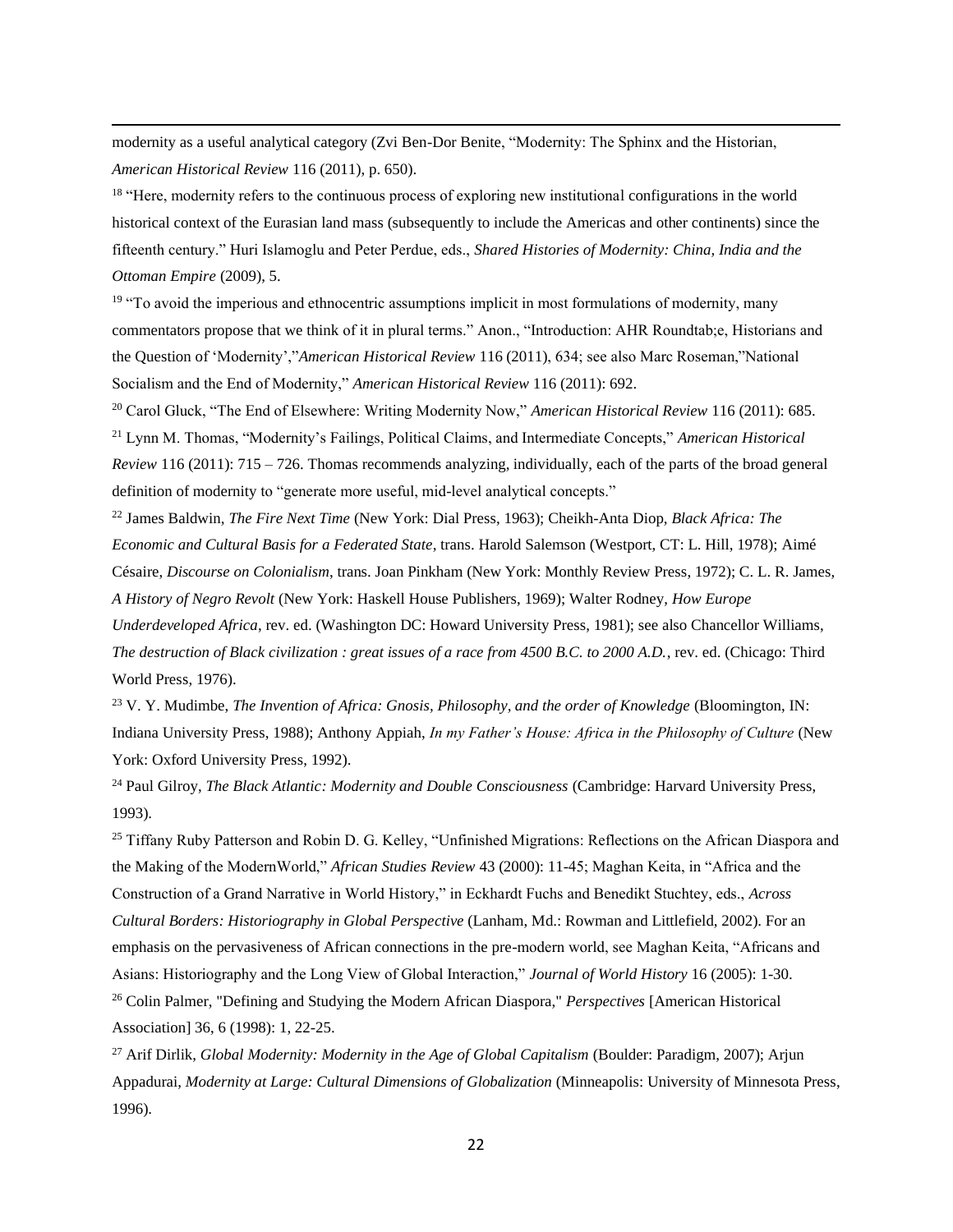modernity as a useful analytical category (Zvi Ben-Dor Benite, "Modernity: The Sphinx and the Historian, *American Historical Review* 116 (2011), p. 650).

[18] "Here, modernity refers to the continuous process of exploring new institutional configurations in the world historical context of the Eurasian land mass (subsequently to include the Americas and other continents) since the fifteenth century." Huri Islamoglu and Peter Perdue, eds., *Shared Histories of Modernity: China, India and the Ottoman Empire* (2009), 5.

[19] "To avoid the imperious and ethnocentric assumptions implicit in most formulations of modernity, many commentators propose that we think of it in plural terms." Anon., "Introduction: AHR Roundtab;e, Historians and the Question of 'Modernity'," *American Historical Review* 116 (2011), 634; see also Marc Roseman,"National Socialism and the End of Modernity," *American Historical Review* 116 (2011): 692.

[20] Carol Gluck, "The End of Elsewhere: Writing Modernity Now," *American Historical Review* 116 (2011): 685.

[21] Lynn M. Thomas, "Modernity's Failings, Political Claims, and Intermediate Concepts," *American Historical Review* 116 (2011): 715 – 726. Thomas recommends analyzing, individually, each of the parts of the broad general definition of modernity to "generate more useful, mid-level analytical concepts."

[22] James Baldwin, *The Fire Next Time* (New York: Dial Press, 1963); Cheikh-Anta Diop, *Black Africa: The Economic and Cultural Basis for a Federated State*, trans. Harold Salemson (Westport, CT: L. Hill, 1978); Aimé Césaire, *Discourse on Colonialism*, trans. Joan Pinkham (New York: Monthly Review Press, 1972); C. L. R. James, *A History of Negro Revolt* (New York: Haskell House Publishers, 1969); Walter Rodney, *How Europe Underdeveloped Africa*, rev. ed. (Washington DC: Howard University Press, 1981); see also Chancellor Williams, *The destruction of Black civilization : great issues of a race from 4500 B.C. to 2000 A.D.*, rev. ed. (Chicago: Third World Press, 1976).

[23] V. Y. Mudimbe, *The Invention of Africa: Gnosis, Philosophy, and the order of Knowledge* (Bloomington, IN: Indiana University Press, 1988); Anthony Appiah, *In my Father's House: Africa in the Philosophy of Culture* (New York: Oxford University Press, 1992).

[24] Paul Gilroy, *The Black Atlantic: Modernity and Double Consciousness* (Cambridge: Harvard University Press, 1993).

[25] Tiffany Ruby Patterson and Robin D. G. Kelley, "Unfinished Migrations: Reflections on the African Diaspora and the Making of the ModernWorld," *African Studies Review* 43 (2000): 11-45; Maghan Keita, in "Africa and the Construction of a Grand Narrative in World History," in Eckhardt Fuchs and Benedikt Stuchtey, eds., *Across Cultural Borders: Historiography in Global Perspective* (Lanham, Md.: Rowman and Littlefield, 2002). For an emphasis on the pervasiveness of African connections in the pre-modern world, see Maghan Keita, "Africans and Asians: Historiography and the Long View of Global Interaction," *Journal of World History* 16 (2005): 1-30.

[26] Colin Palmer, "Defining and Studying the Modern African Diaspora," *Perspectives* [American Historical Association] 36, 6 (1998): 1, 22-25.

[27] Arif Dirlik, *Global Modernity: Modernity in the Age of Global Capitalism* (Boulder: Paradigm, 2007); Arjun Appadurai, *Modernity at Large: Cultural Dimensions of Globalization* (Minneapolis: University of Minnesota Press, 1996).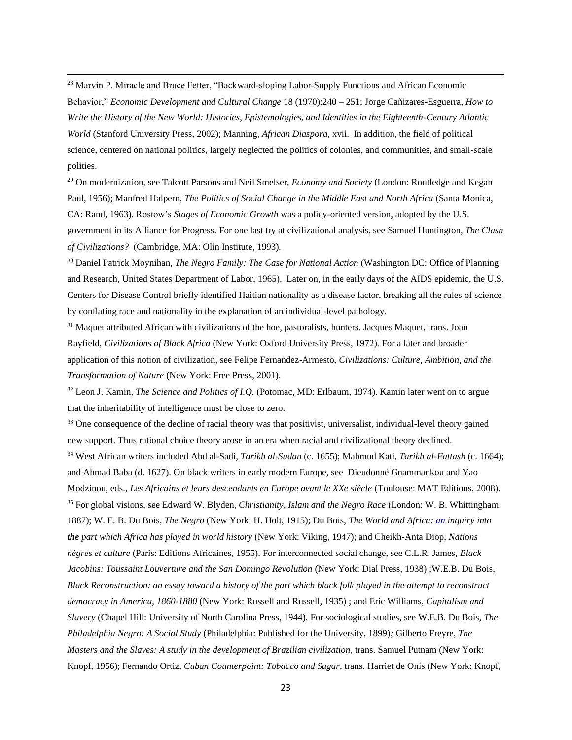[28] Marvin P. Miracle and Bruce Fetter, "Backward-sloping Labor-Supply Functions and African Economic Behavior," *Economic Development and Cultural Change* 18 (1970):240 – 251; Jorge Cañizares-Esguerra, *How to Write the History of the New World: Histories, Epistemologies, and Identities in the Eighteenth-Century Atlantic World* (Stanford University Press, 2002); Manning, *African Diaspora*, xvii. In addition, the field of political science, centered on national politics, largely neglected the politics of colonies, and communities, and small-scale polities.

[29] On modernization, see Talcott Parsons and Neil Smelser, *Economy and Society* (London: Routledge and Kegan Paul, 1956); Manfred Halpern, *The Politics of Social Change in the Middle East and North Africa* (Santa Monica, CA: Rand, 1963). Rostow's *Stages of Economic Growth* was a policy-oriented version, adopted by the U.S. government in its Alliance for Progress. For one last try at civilizational analysis, see Samuel Huntington, *The Clash of Civilizations?* (Cambridge, MA: Olin Institute, 1993).

[30] Daniel Patrick Moynihan, *The Negro Family: The Case for National Action* (Washington DC: Office of Planning and Research, United States Department of Labor, 1965). Later on, in the early days of the AIDS epidemic, the U.S. Centers for Disease Control briefly identified Haitian nationality as a disease factor, breaking all the rules of science by conflating race and nationality in the explanation of an individual-level pathology.

[31] Maquet attributed African with civilizations of the hoe, pastoralists, hunters. Jacques Maquet, trans. Joan Rayfield, *Civilizations of Black Africa* (New York: Oxford University Press, 1972). For a later and broader application of this notion of civilization, see Felipe Fernandez-Armesto, *Civilizations: Culture, Ambition, and the Transformation of Nature* (New York: Free Press, 2001).

[32] Leon J. Kamin, *The Science and Politics of I.Q.* (Potomac, MD: Erlbaum, 1974). Kamin later went on to argue that the inheritability of intelligence must be close to zero.

[33] One consequence of the decline of racial theory was that positivist, universalist, individual-level theory gained new support. Thus rational choice theory arose in an era when racial and civilizational theory declined.

[34] West African writers included Abd al-Sadi, *Tarikh al-Sudan* (c. 1655); Mahmud Kati, *Tarikh al-Fattash* (c. 1664); and Ahmad Baba (d. 1627). On black writers in early modern Europe, see Dieudonné Gnammankou and Yao Modzinou, eds., *Les Africains et leurs descendants en Europe avant le XXe siècle* (Toulouse: MAT Editions, 2008).

[35] For global visions, see Edward W. Blyden, *Christianity, Islam and the Negro Race* (London: W. B. Whittingham, 1887); W. E. B. Du Bois, *The Negro* (New York: H. Holt, 1915); Du Bois, *The World and Africa: an inquiry into **the** part which Africa has played in world history* (New York: Viking, 1947); and Cheikh-Anta Diop, *Nations nègres et culture* (Paris: Editions Africaines, 1955). For interconnected social change, see C.L.R. James, *Black Jacobins: Toussaint Louverture and the San Domingo Revolution* (New York: Dial Press, 1938) ;W.E.B. Du Bois, *Black Reconstruction: an essay toward a history of the part which black folk played in the attempt to reconstruct democracy in America, 1860-1880* (New York: Russell and Russell, 1935) ; and Eric Williams, *Capitalism and Slavery* (Chapel Hill: University of North Carolina Press, 1944). For sociological studies, see W.E.B. Du Bois, *The Philadelphia Negro: A Social Study* (Philadelphia: Published for the University, 1899); Gilberto Freyre, *The Masters and the Slaves: A study in the development of Brazilian civilization*, trans. Samuel Putnam (New York: Knopf, 1956); Fernando Ortiz, *Cuban Counterpoint: Tobacco and Sugar*, trans. Harriet de Onís (New York: Knopf,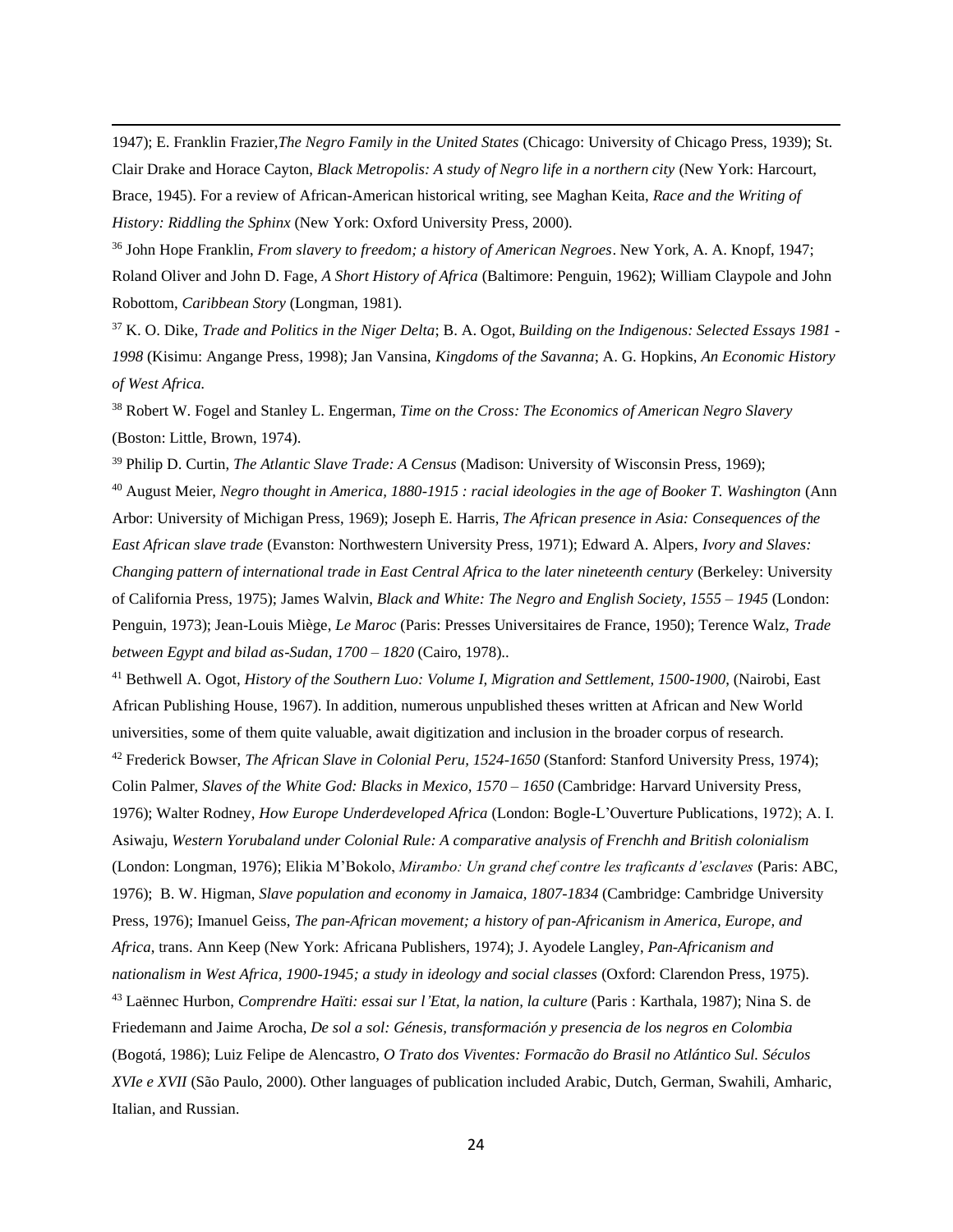1947); E. Franklin Frazier,*The Negro Family in the United States* (Chicago: University of Chicago Press, 1939); St. Clair Drake and Horace Cayton, *Black Metropolis: A study of Negro life in a northern city* (New York: Harcourt, Brace, 1945). For a review of African-American historical writing, see Maghan Keita, *Race and the Writing of History: Riddling the Sphinx* (New York: Oxford University Press, 2000).

[36] John Hope Franklin, *From slavery to freedom; a history of American Negroes*. New York, A. A. Knopf, 1947; Roland Oliver and John D. Fage, *A Short History of Africa* (Baltimore: Penguin, 1962); William Claypole and John Robottom, *Caribbean Story* (Longman, 1981).

[37] K. O. Dike, *Trade and Politics in the Niger Delta*; B. A. Ogot, *Building on the Indigenous: Selected Essays 1981 - 1998* (Kisimu: Angange Press, 1998); Jan Vansina, *Kingdoms of the Savanna*; A. G. Hopkins, *An Economic History of West Africa.*

[38] Robert W. Fogel and Stanley L. Engerman, *Time on the Cross: The Economics of American Negro Slavery* (Boston: Little, Brown, 1974).

[39] Philip D. Curtin, *The Atlantic Slave Trade: A Census* (Madison: University of Wisconsin Press, 1969);

[40] August Meier, *Negro thought in America, 1880-1915 : racial ideologies in the age of Booker T. Washington* (Ann Arbor: University of Michigan Press, 1969); Joseph E. Harris, *The African presence in Asia: Consequences of the East African slave trade* (Evanston: Northwestern University Press, 1971); Edward A. Alpers, *Ivory and Slaves: Changing pattern of international trade in East Central Africa to the later nineteenth century* (Berkeley: University of California Press, 1975); James Walvin, *Black and White: The Negro and English Society, 1555 – 1945* (London: Penguin, 1973); Jean-Louis Miège, *Le Maroc* (Paris: Presses Universitaires de France, 1950); Terence Walz, *Trade between Egypt and bilad as-Sudan, 1700 – 1820* (Cairo, 1978)..

[41] Bethwell A. Ogot, *History of the Southern Luo: Volume I, Migration and Settlement, 1500-1900*, (Nairobi, East African Publishing House, 1967). In addition, numerous unpublished theses written at African and New World universities, some of them quite valuable, await digitization and inclusion in the broader corpus of research.

[42] Frederick Bowser, *The African Slave in Colonial Peru, 1524-1650* (Stanford: Stanford University Press, 1974); Colin Palmer, *Slaves of the White God: Blacks in Mexico, 1570 – 1650* (Cambridge: Harvard University Press, 1976); Walter Rodney, *How Europe Underdeveloped Africa* (London: Bogle-L'Ouverture Publications, 1972); A. I. Asiwaju, *Western Yorubaland under Colonial Rule: A comparative analysis of Frenchh and British colonialism* (London: Longman, 1976); Elikia M'Bokolo, *Mirambo: Un grand chef contre les traficants d'esclaves* (Paris: ABC, 1976); B. W. Higman, *Slave population and economy in Jamaica, 1807-1834* (Cambridge: Cambridge University Press, 1976); Imanuel Geiss, *The pan-African movement; a history of pan-Africanism in America, Europe, and Africa*, trans. Ann Keep (New York: Africana Publishers, 1974); J. Ayodele Langley, *Pan-Africanism and nationalism in West Africa, 1900-1945; a study in ideology and social classes* (Oxford: Clarendon Press, 1975).

[43] Laënnec Hurbon, *Comprendre Haïti: essai sur l'Etat, la nation, la culture* (Paris : Karthala, 1987); Nina S. de Friedemann and Jaime Arocha, *De sol a sol: Génesis, transformación y presencia de los negros en Colombia* (Bogotá, 1986); Luiz Felipe de Alencastro, *O Trato dos Viventes: Formacão do Brasil no Atlántico Sul. Séculos XVIe e XVII* (São Paulo, 2000). Other languages of publication included Arabic, Dutch, German, Swahili, Amharic, Italian, and Russian.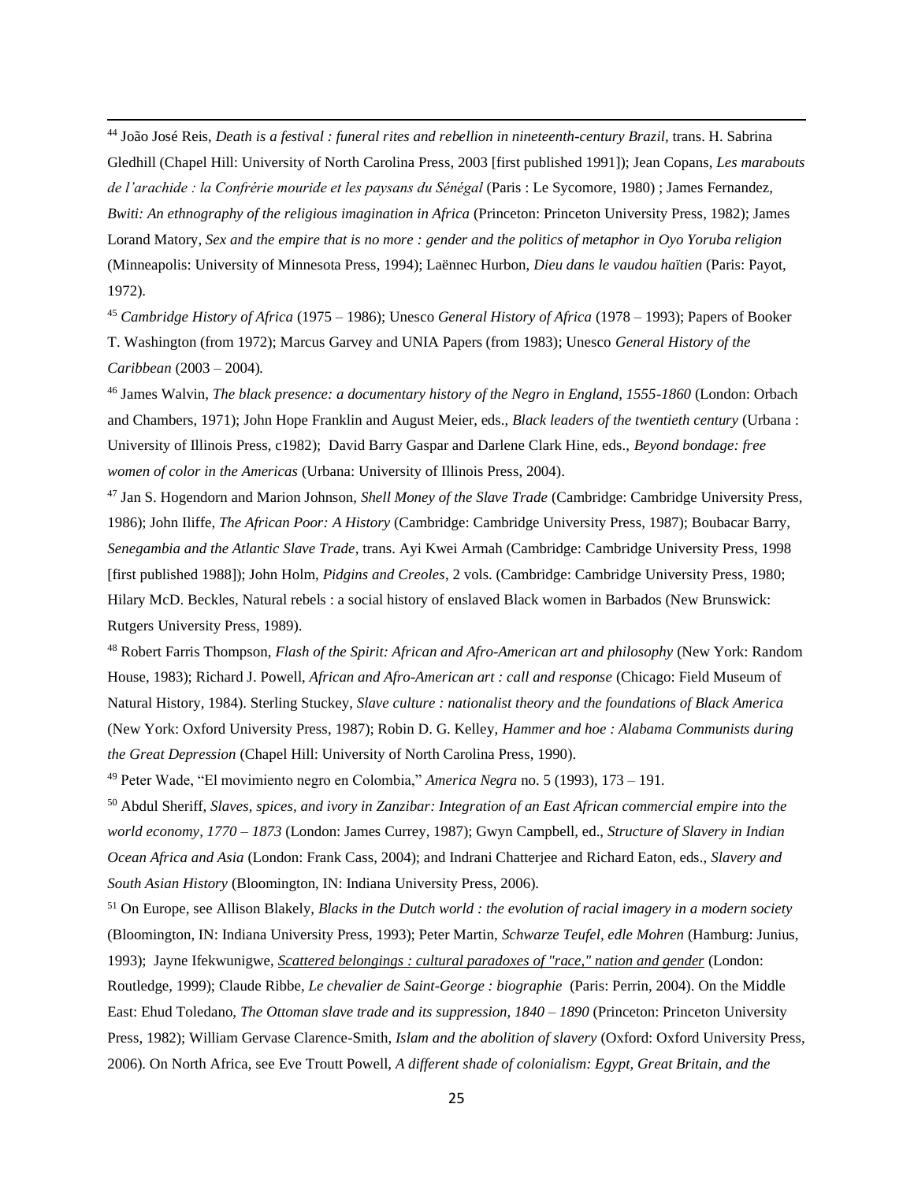[44] João José Reis, *Death is a festival : funeral rites and rebellion in nineteenth-century Brazil*, trans. H. Sabrina Gledhill (Chapel Hill: University of North Carolina Press, 2003 [first published 1991]); Jean Copans, *Les marabouts de l'arachide : la Confrérie mouride et les paysans du Sénégal* (Paris : Le Sycomore, 1980) ; James Fernandez, *Bwiti: An ethnography of the religious imagination in Africa* (Princeton: Princeton University Press, 1982); James Lorand Matory, *Sex and the empire that is no more : gender and the politics of metaphor in Oyo Yoruba religion* (Minneapolis: University of Minnesota Press, 1994); Laënnec Hurbon, *Dieu dans le vaudou haïtien* (Paris: Payot, 1972).

[45] *Cambridge History of Africa* (1975 – 1986); Unesco *General History of Africa* (1978 – 1993); Papers of Booker T. Washington (from 1972); Marcus Garvey and UNIA Papers (from 1983); Unesco *General History of the Caribbean* (2003 – 2004).

[46] James Walvin, *The black presence: a documentary history of the Negro in England, 1555-1860* (London: Orbach and Chambers, 1971); John Hope Franklin and August Meier, eds., *Black leaders of the twentieth century* (Urbana : University of Illinois Press, c1982); David Barry Gaspar and Darlene Clark Hine, eds., *Beyond bondage: free women of color in the Americas* (Urbana: University of Illinois Press, 2004).

[47] Jan S. Hogendorn and Marion Johnson, *Shell Money of the Slave Trade* (Cambridge: Cambridge University Press, 1986); John Iliffe, *The African Poor: A History* (Cambridge: Cambridge University Press, 1987); Boubacar Barry, *Senegambia and the Atlantic Slave Trade*, trans. Ayi Kwei Armah (Cambridge: Cambridge University Press, 1998 [first published 1988]); John Holm, *Pidgins and Creoles*, 2 vols. (Cambridge: Cambridge University Press, 1980; Hilary McD. Beckles, Natural rebels : a social history of enslaved Black women in Barbados (New Brunswick: Rutgers University Press, 1989).

[48] Robert Farris Thompson, *Flash of the Spirit: African and Afro-American art and philosophy* (New York: Random House, 1983); Richard J. Powell, *African and Afro-American art : call and response* (Chicago: Field Museum of Natural History, 1984). Sterling Stuckey, *Slave culture : nationalist theory and the foundations of Black America* (New York: Oxford University Press, 1987); Robin D. G. Kelley, *Hammer and hoe : Alabama Communists during the Great Depression* (Chapel Hill: University of North Carolina Press, 1990).

[49] Peter Wade, "El movimiento negro en Colombia," *America Negra* no. 5 (1993), 173 – 191.

[50] Abdul Sheriff, *Slaves, spices, and ivory in Zanzibar: Integration of an East African commercial empire into the world economy, 1770 – 1873* (London: James Currey, 1987); Gwyn Campbell, ed., *Structure of Slavery in Indian Ocean Africa and Asia* (London: Frank Cass, 2004); and Indrani Chatterjee and Richard Eaton, eds., *Slavery and South Asian History* (Bloomington, IN: Indiana University Press, 2006).

[51] On Europe, see Allison Blakely, *Blacks in the Dutch world : the evolution of racial imagery in a modern society* (Bloomington, IN: Indiana University Press, 1993); Peter Martin, *Schwarze Teufel, edle Mohren* (Hamburg: Junius, 1993); Jayne Ifekwunigwe, *Scattered belongings : cultural paradoxes of "race," nation and gender* (London: Routledge, 1999); Claude Ribbe, *Le chevalier de Saint-George : biographie* (Paris: Perrin, 2004). On the Middle East: Ehud Toledano, *The Ottoman slave trade and its suppression, 1840 – 1890* (Princeton: Princeton University Press, 1982); William Gervase Clarence-Smith, *Islam and the abolition of slavery* (Oxford: Oxford University Press, 2006). On North Africa, see Eve Troutt Powell, *A different shade of colonialism: Egypt, Great Britain, and the*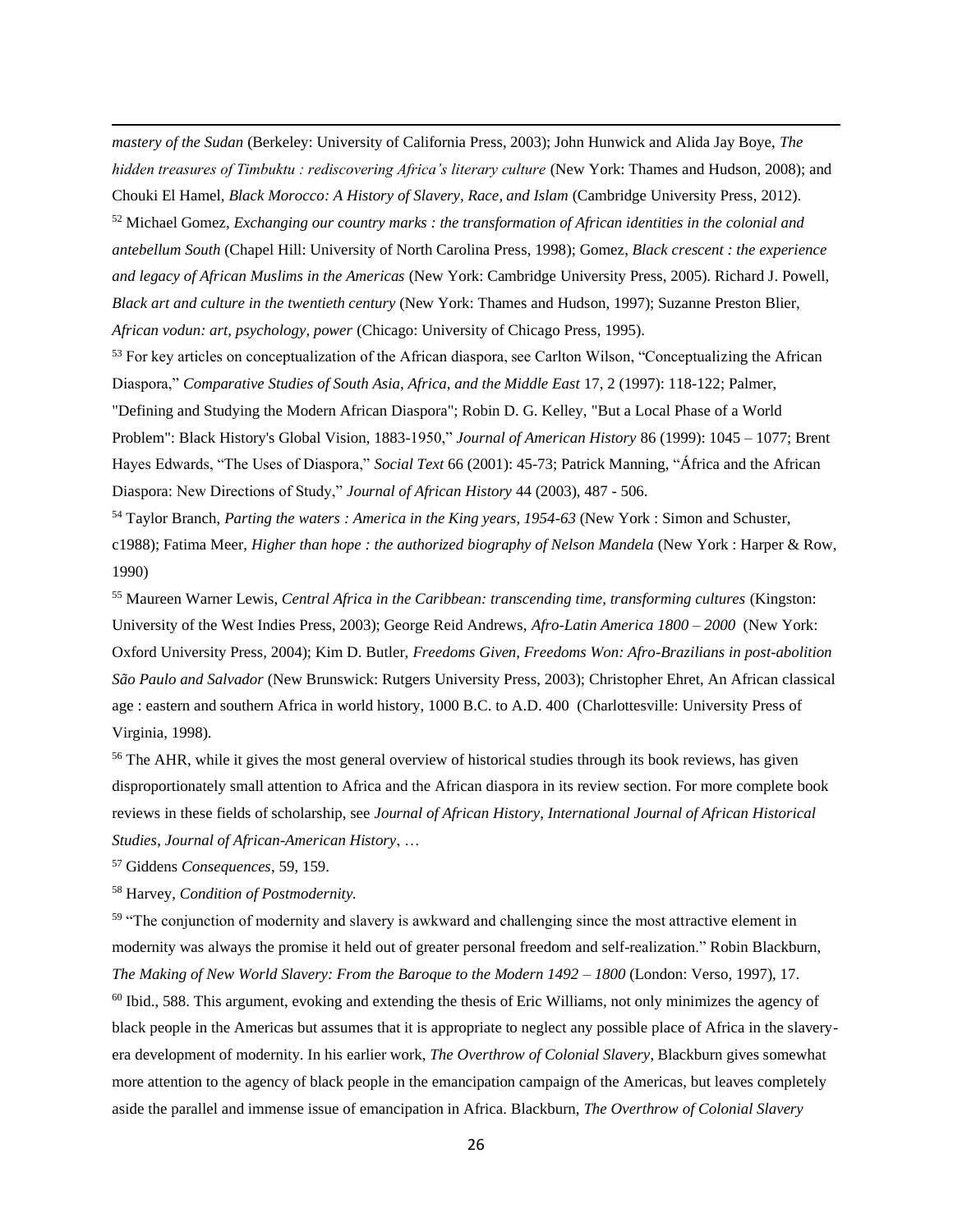*mastery of the Sudan* (Berkeley: University of California Press, 2003); John Hunwick and Alida Jay Boye, *The hidden treasures of Timbuktu : rediscovering Africa's literary culture* (New York: Thames and Hudson, 2008); and Chouki El Hamel, *Black Morocco: A History of Slavery, Race, and Islam* (Cambridge University Press, 2012).

[52] Michael Gomez, *Exchanging our country marks : the transformation of African identities in the colonial and antebellum South* (Chapel Hill: University of North Carolina Press, 1998); Gomez, *Black crescent : the experience and legacy of African Muslims in the Americas* (New York: Cambridge University Press, 2005). Richard J. Powell, *Black art and culture in the twentieth century* (New York: Thames and Hudson, 1997); Suzanne Preston Blier, *African vodun: art, psychology, power* (Chicago: University of Chicago Press, 1995).

[53] For key articles on conceptualization of the African diaspora, see Carlton Wilson, "Conceptualizing the African Diaspora," *Comparative Studies of South Asia, Africa, and the Middle East* 17, 2 (1997): 118-122; Palmer, "Defining and Studying the Modern African Diaspora"; Robin D. G. Kelley, "But a Local Phase of a World Problem": Black History's Global Vision, 1883-1950," *Journal of American History* 86 (1999): 1045 – 1077; Brent Hayes Edwards, "The Uses of Diaspora," *Social Text* 66 (2001): 45-73; Patrick Manning, "África and the African Diaspora: New Directions of Study," *Journal of African History* 44 (2003), 487 - 506.

[54] Taylor Branch, *Parting the waters : America in the King years, 1954-63* (New York : Simon and Schuster, c1988); Fatima Meer, *Higher than hope : the authorized biography of Nelson Mandela* (New York : Harper & Row, 1990)

[55] Maureen Warner Lewis, *Central Africa in the Caribbean: transcending time, transforming cultures* (Kingston: University of the West Indies Press, 2003); George Reid Andrews, *Afro-Latin America 1800 – 2000* (New York: Oxford University Press, 2004); Kim D. Butler, *Freedoms Given, Freedoms Won: Afro-Brazilians in post-abolition São Paulo and Salvador* (New Brunswick: Rutgers University Press, 2003); Christopher Ehret, An African classical age : eastern and southern Africa in world history, 1000 B.C. to A.D. 400 (Charlottesville: University Press of Virginia, 1998).

[56] The AHR, while it gives the most general overview of historical studies through its book reviews, has given disproportionately small attention to Africa and the African diaspora in its review section. For more complete book reviews in these fields of scholarship, see *Journal of African History*, *International Journal of African Historical Studies*, *Journal of African-American History*, …

[57] Giddens *Consequences*, 59, 159.

[58] Harvey, *Condition of Postmodernity.*

[59] "The conjunction of modernity and slavery is awkward and challenging since the most attractive element in modernity was always the promise it held out of greater personal freedom and self-realization." Robin Blackburn, *The Making of New World Slavery: From the Baroque to the Modern 1492 – 1800* (London: Verso, 1997), 17.

[60] Ibid., 588. This argument, evoking and extending the thesis of Eric Williams, not only minimizes the agency of black people in the Americas but assumes that it is appropriate to neglect any possible place of Africa in the slavery-era development of modernity. In his earlier work, *The Overthrow of Colonial Slavery*, Blackburn gives somewhat more attention to the agency of black people in the emancipation campaign of the Americas, but leaves completely aside the parallel and immense issue of emancipation in Africa. Blackburn, *The Overthrow of Colonial Slavery*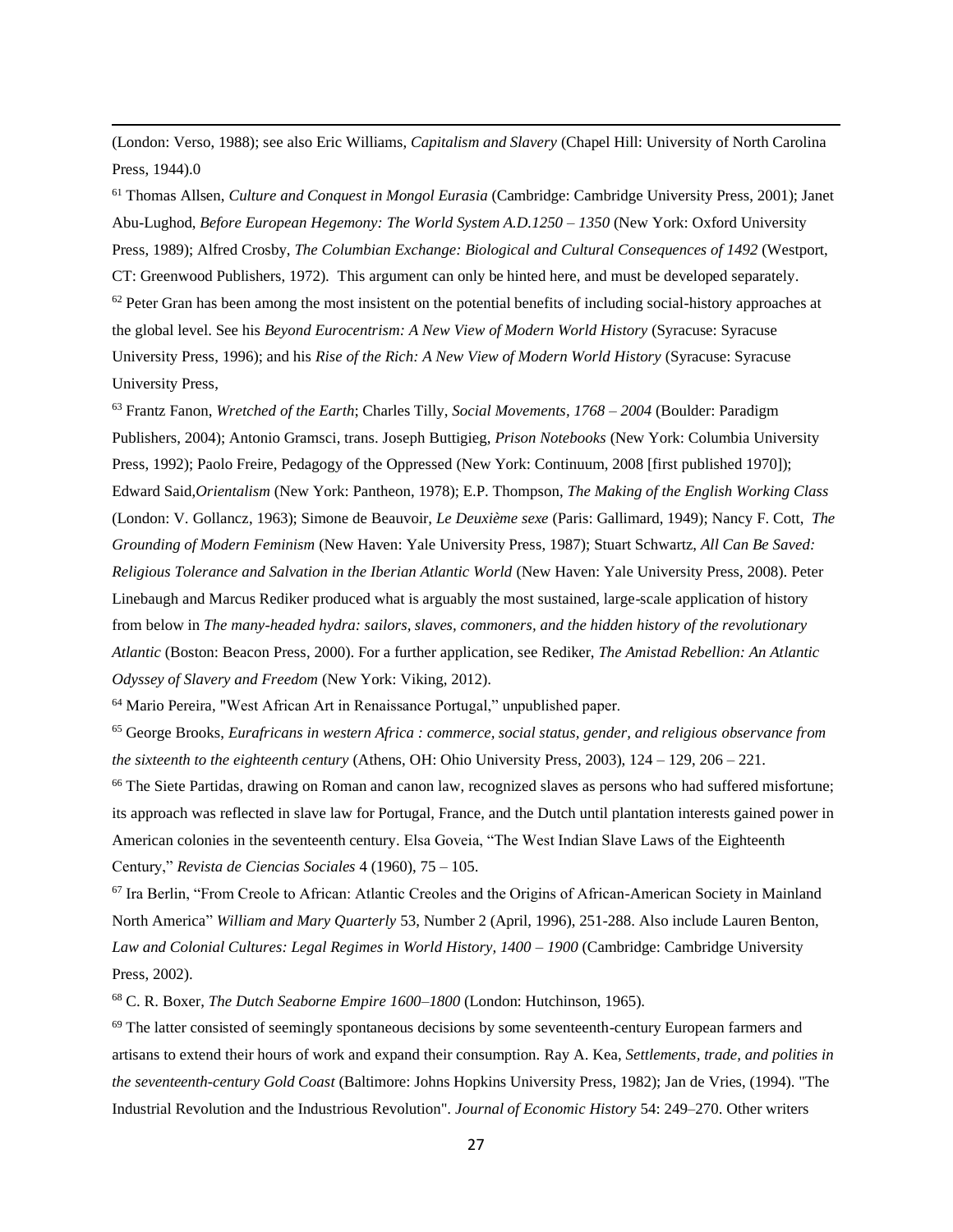(London: Verso, 1988); see also Eric Williams, *Capitalism and Slavery* (Chapel Hill: University of North Carolina Press, 1944).0

[61] Thomas Allsen, *Culture and Conquest in Mongol Eurasia* (Cambridge: Cambridge University Press, 2001); Janet Abu-Lughod, *Before European Hegemony: The World System A.D.1250 – 1350* (New York: Oxford University Press, 1989); Alfred Crosby, *The Columbian Exchange: Biological and Cultural Consequences of 1492* (Westport, CT: Greenwood Publishers, 1972). This argument can only be hinted here, and must be developed separately.

[62] Peter Gran has been among the most insistent on the potential benefits of including social-history approaches at the global level. See his *Beyond Eurocentrism: A New View of Modern World History* (Syracuse: Syracuse University Press, 1996); and his *Rise of the Rich: A New View of Modern World History* (Syracuse: Syracuse University Press,

[63] Frantz Fanon, *Wretched of the Earth*; Charles Tilly, *Social Movements, 1768 – 2004* (Boulder: Paradigm Publishers, 2004); Antonio Gramsci, trans. Joseph Buttigieg, *Prison Notebooks* (New York: Columbia University Press, 1992); Paolo Freire, Pedagogy of the Oppressed (New York: Continuum, 2008 [first published 1970]); Edward Said,*Orientalism* (New York: Pantheon, 1978); E.P. Thompson, *The Making of the English Working Class* (London: V. Gollancz, 1963); Simone de Beauvoir, *Le Deuxième sexe* (Paris: Gallimard, 1949); Nancy F. Cott, *The Grounding of Modern Feminism* (New Haven: Yale University Press, 1987); Stuart Schwartz, *All Can Be Saved: Religious Tolerance and Salvation in the Iberian Atlantic World* (New Haven: Yale University Press, 2008). Peter Linebaugh and Marcus Rediker produced what is arguably the most sustained, large-scale application of history from below in *The many-headed hydra: sailors, slaves, commoners, and the hidden history of the revolutionary Atlantic* (Boston: Beacon Press, 2000). For a further application, see Rediker, *The Amistad Rebellion: An Atlantic Odyssey of Slavery and Freedom* (New York: Viking, 2012).

[64] Mario Pereira, "West African Art in Renaissance Portugal," unpublished paper.

[65] George Brooks, *Eurafricans in western Africa : commerce, social status, gender, and religious observance from the sixteenth to the eighteenth century* (Athens, OH: Ohio University Press, 2003), 124 – 129, 206 – 221.

[66] The Siete Partidas, drawing on Roman and canon law, recognized slaves as persons who had suffered misfortune; its approach was reflected in slave law for Portugal, France, and the Dutch until plantation interests gained power in American colonies in the seventeenth century. Elsa Goveia, "The West Indian Slave Laws of the Eighteenth Century," *Revista de Ciencias Sociales* 4 (1960), 75 – 105.

[67] Ira Berlin, "From Creole to African: Atlantic Creoles and the Origins of African-American Society in Mainland North America" *William and Mary Quarterly* 53, Number 2 (April, 1996), 251-288. Also include Lauren Benton, *Law and Colonial Cultures: Legal Regimes in World History, 1400 – 1900* (Cambridge: Cambridge University Press, 2002).

[68] C. R. Boxer, *The Dutch Seaborne Empire 1600–1800* (London: Hutchinson, 1965).

[69] The latter consisted of seemingly spontaneous decisions by some seventeenth-century European farmers and artisans to extend their hours of work and expand their consumption. Ray A. Kea, *Settlements, trade, and polities in the seventeenth-century Gold Coast* (Baltimore: Johns Hopkins University Press, 1982); Jan de Vries, (1994). "The Industrial Revolution and the Industrious Revolution". *Journal of Economic History* 54: 249–270. Other writers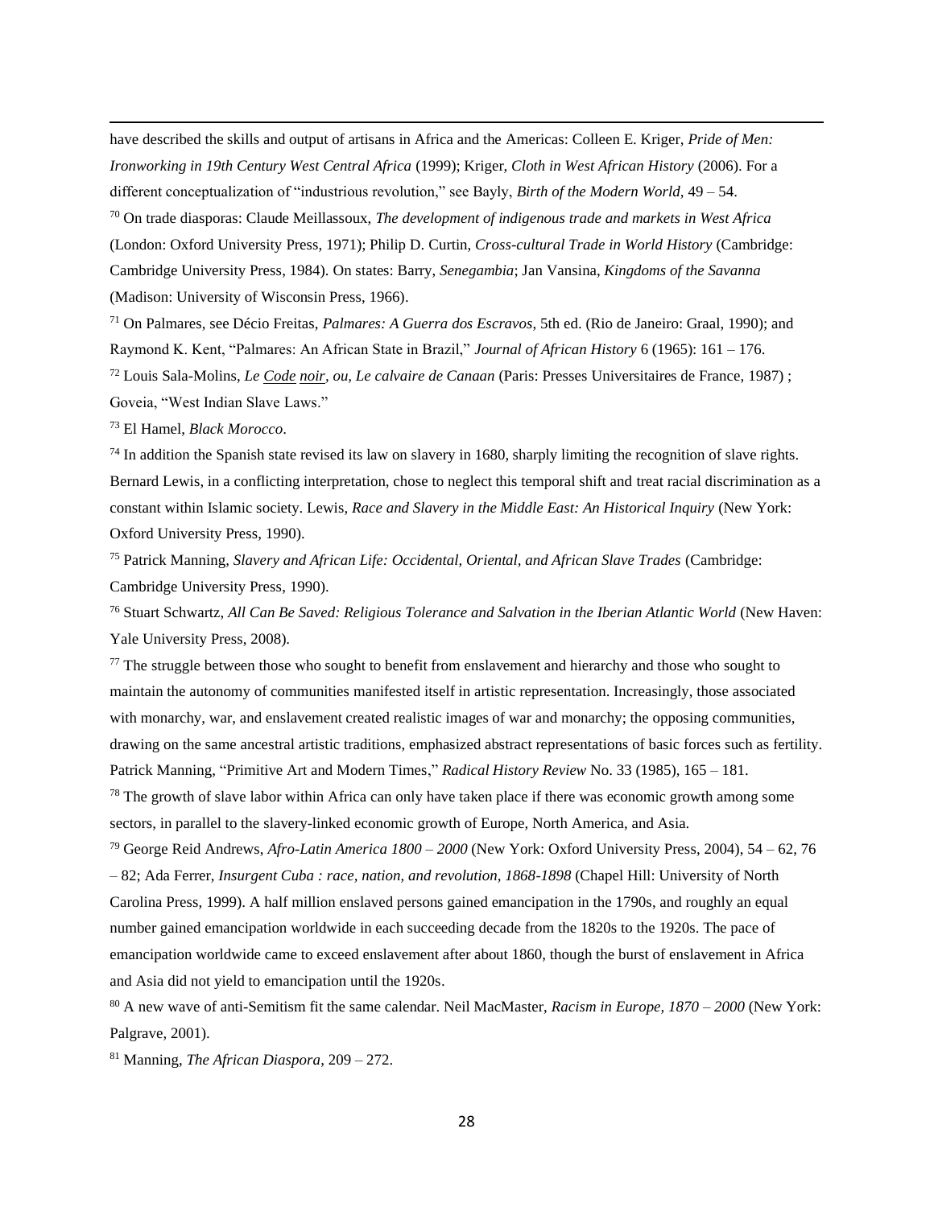have described the skills and output of artisans in Africa and the Americas: Colleen E. Kriger, *Pride of Men: Ironworking in 19th Century West Central Africa* (1999); Kriger, *Cloth in West African History* (2006). For a different conceptualization of "industrious revolution," see Bayly, *Birth of the Modern World,* 49 – 54.

[70] On trade diasporas: Claude Meillassoux, *The development of indigenous trade and markets in West Africa* (London: Oxford University Press, 1971); Philip D. Curtin, *Cross-cultural Trade in World History* (Cambridge: Cambridge University Press, 1984). On states: Barry, *Senegambia*; Jan Vansina, *Kingdoms of the Savanna* (Madison: University of Wisconsin Press, 1966).

[71] On Palmares, see Décio Freitas, *Palmares: A Guerra dos Escravos*, 5th ed. (Rio de Janeiro: Graal, 1990); and Raymond K. Kent, "Palmares: An African State in Brazil," *Journal of African History* 6 (1965): 161 – 176.

[72] Louis Sala-Molins, *Le Code noir, ou, Le calvaire de Canaan* (Paris: Presses Universitaires de France, 1987) ; Goveia, "West Indian Slave Laws."

[73] El Hamel, *Black Morocco*.

[74] In addition the Spanish state revised its law on slavery in 1680, sharply limiting the recognition of slave rights. Bernard Lewis, in a conflicting interpretation, chose to neglect this temporal shift and treat racial discrimination as a constant within Islamic society. Lewis, *Race and Slavery in the Middle East: An Historical Inquiry* (New York: Oxford University Press, 1990).

[75] Patrick Manning, *Slavery and African Life: Occidental, Oriental, and African Slave Trades* (Cambridge: Cambridge University Press, 1990).

[76] Stuart Schwartz, *All Can Be Saved: Religious Tolerance and Salvation in the Iberian Atlantic World* (New Haven: Yale University Press, 2008).

[77] The struggle between those who sought to benefit from enslavement and hierarchy and those who sought to maintain the autonomy of communities manifested itself in artistic representation. Increasingly, those associated with monarchy, war, and enslavement created realistic images of war and monarchy; the opposing communities, drawing on the same ancestral artistic traditions, emphasized abstract representations of basic forces such as fertility. Patrick Manning, "Primitive Art and Modern Times," *Radical History Review* No. 33 (1985), 165 – 181.

[78] The growth of slave labor within Africa can only have taken place if there was economic growth among some sectors, in parallel to the slavery-linked economic growth of Europe, North America, and Asia.

[79] George Reid Andrews, *Afro-Latin America 1800 – 2000* (New York: Oxford University Press, 2004), 54 – 62, 76 – 82; Ada Ferrer, *Insurgent Cuba : race, nation, and revolution, 1868-1898* (Chapel Hill: University of North Carolina Press, 1999). A half million enslaved persons gained emancipation in the 1790s, and roughly an equal number gained emancipation worldwide in each succeeding decade from the 1820s to the 1920s. The pace of emancipation worldwide came to exceed enslavement after about 1860, though the burst of enslavement in Africa and Asia did not yield to emancipation until the 1920s.

[80] A new wave of anti-Semitism fit the same calendar. Neil MacMaster, *Racism in Europe, 1870 – 2000* (New York: Palgrave, 2001).

[81] Manning, *The African Diaspora*, 209 – 272.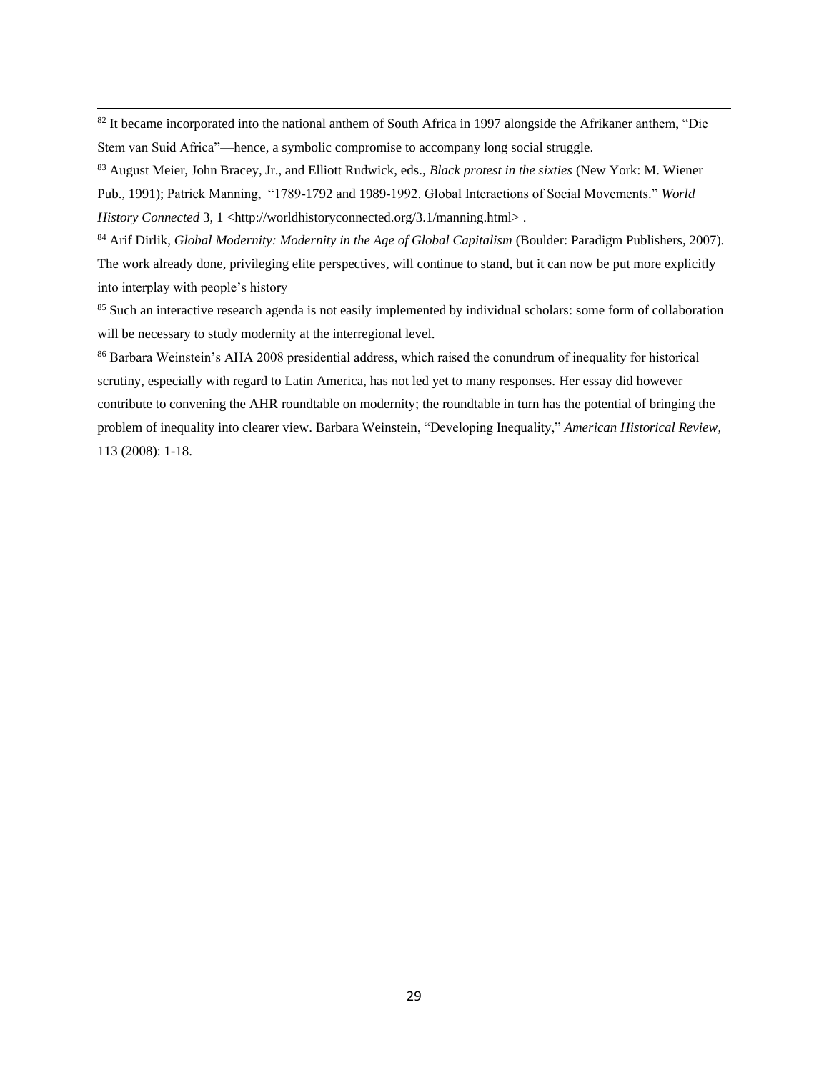[82] It became incorporated into the national anthem of South Africa in 1997 alongside the Afrikaner anthem, "Die Stem van Suid Africa"—hence, a symbolic compromise to accompany long social struggle.

[83] August Meier, John Bracey, Jr., and Elliott Rudwick, eds., *Black protest in the sixties* (New York: M. Wiener Pub., 1991); Patrick Manning, "1789-1792 and 1989-1992. Global Interactions of Social Movements." *World History Connected* 3, 1 <http://worldhistoryconnected.org/3.1/manning.html> .

[84] Arif Dirlik, *Global Modernity: Modernity in the Age of Global Capitalism* (Boulder: Paradigm Publishers, 2007). The work already done, privileging elite perspectives, will continue to stand, but it can now be put more explicitly into interplay with people's history

[85] Such an interactive research agenda is not easily implemented by individual scholars: some form of collaboration will be necessary to study modernity at the interregional level.

[86] Barbara Weinstein's AHA 2008 presidential address, which raised the conundrum of inequality for historical scrutiny, especially with regard to Latin America, has not led yet to many responses. Her essay did however contribute to convening the AHR roundtable on modernity; the roundtable in turn has the potential of bringing the problem of inequality into clearer view. Barbara Weinstein, "Developing Inequality," *American Historical Review,* 113 (2008): 1-18.